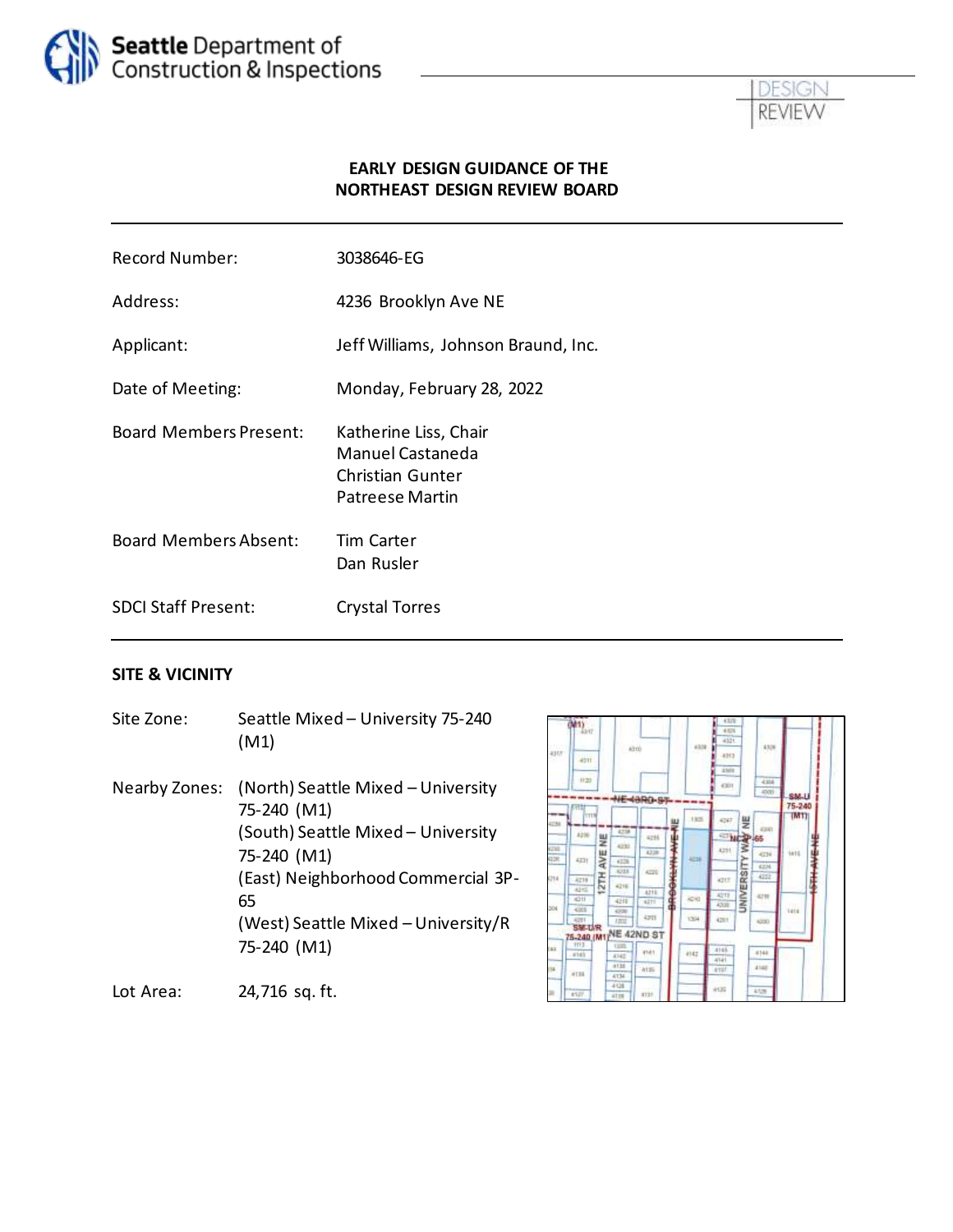**Seattle** Department of Construction & Inspections

DESIGN REVIEW

# EARLY DESIGN GUIDANCE OF THE NORTHEAST DESIGN REVIEW BOARD

| | |
|---|---|
| Record Number: | 3038646-EG |
| Address: | 4236 Brooklyn Ave NE |
| Applicant: | Jeff Williams, Johnson Braund, Inc. |
| Date of Meeting: | Monday, February 28, 2022 |
| Board Members Present: | Katherine Liss, Chair<br>Manuel Castaneda<br>Christian Gunter<br>Patreese Martin |
| Board Members Absent: | Tim Carter<br>Dan Rusler |
| SDCI Staff Present: | Crystal Torres |

## SITE & VICINITY

Site Zone: Seattle Mixed – University 75-240 (M1)

Nearby Zones: (North) Seattle Mixed – University 75-240 (M1)
(South) Seattle Mixed – University 75-240 (M1)
(East) Neighborhood Commercial 3P-65
(West) Seattle Mixed – University/R 75-240 (M1)

Lot Area: 24,716 sq. ft.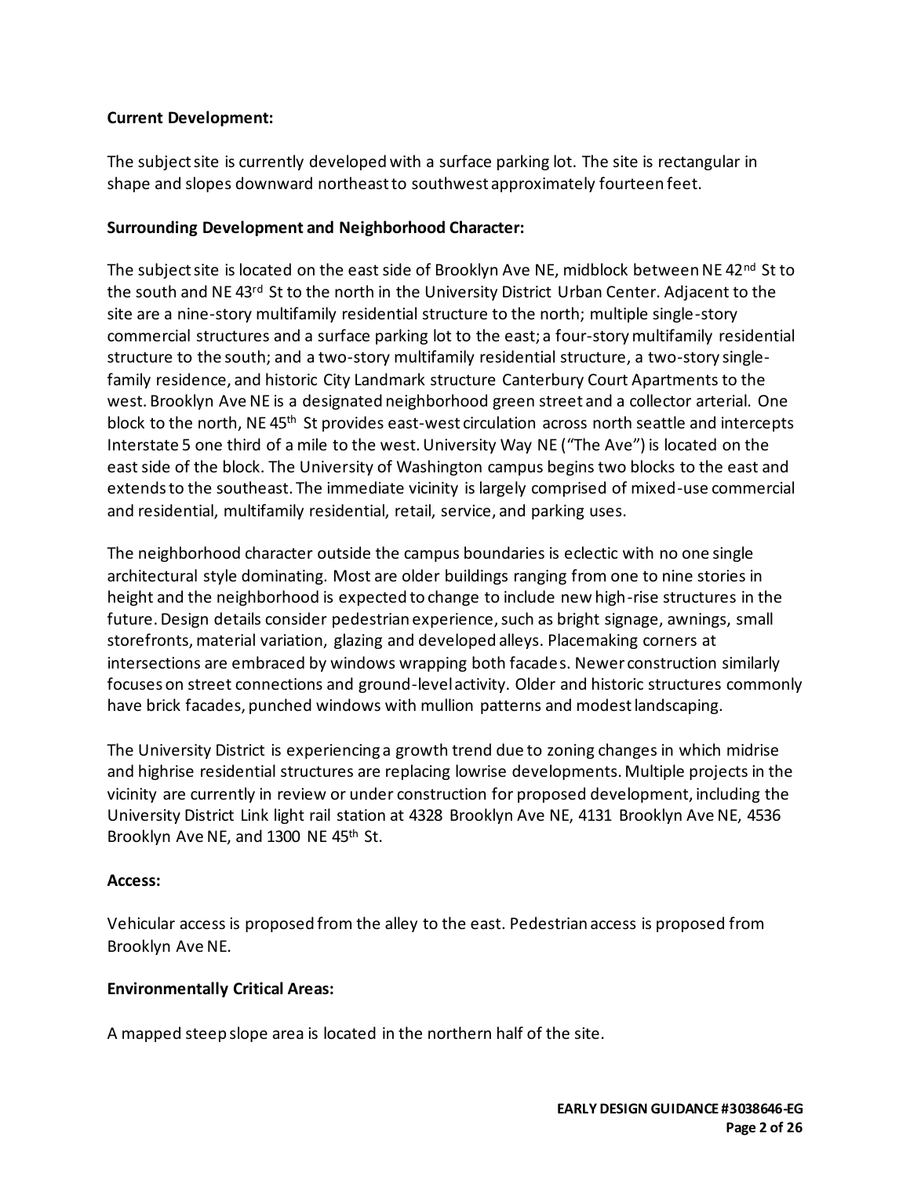**Current Development:**

The subject site is currently developed with a surface parking lot. The site is rectangular in shape and slopes downward northeast to southwest approximately fourteen feet.

**Surrounding Development and Neighborhood Character:**

The subject site is located on the east side of Brooklyn Ave NE, midblock between NE 42nd St to the south and NE 43rd St to the north in the University District Urban Center. Adjacent to the site are a nine-story multifamily residential structure to the north; multiple single-story commercial structures and a surface parking lot to the east; a four-story multifamily residential structure to the south; and a two-story multifamily residential structure, a two-story single-family residence, and historic City Landmark structure Canterbury Court Apartments to the west. Brooklyn Ave NE is a designated neighborhood green street and a collector arterial. One block to the north, NE 45th St provides east-west circulation across north seattle and intercepts Interstate 5 one third of a mile to the west. University Way NE ("The Ave") is located on the east side of the block. The University of Washington campus begins two blocks to the east and extends to the southeast. The immediate vicinity is largely comprised of mixed-use commercial and residential, multifamily residential, retail, service, and parking uses.

The neighborhood character outside the campus boundaries is eclectic with no one single architectural style dominating. Most are older buildings ranging from one to nine stories in height and the neighborhood is expected to change to include new high-rise structures in the future. Design details consider pedestrian experience, such as bright signage, awnings, small storefronts, material variation, glazing and developed alleys. Placemaking corners at intersections are embraced by windows wrapping both facades. Newer construction similarly focuses on street connections and ground-level activity. Older and historic structures commonly have brick facades, punched windows with mullion patterns and modest landscaping.

The University District is experiencing a growth trend due to zoning changes in which midrise and highrise residential structures are replacing lowrise developments. Multiple projects in the vicinity are currently in review or under construction for proposed development, including the University District Link light rail station at 4328 Brooklyn Ave NE, 4131 Brooklyn Ave NE, 4536 Brooklyn Ave NE, and 1300 NE 45th St.

**Access:**

Vehicular access is proposed from the alley to the east. Pedestrian access is proposed from Brooklyn Ave NE.

**Environmentally Critical Areas:**

A mapped steep slope area is located in the northern half of the site.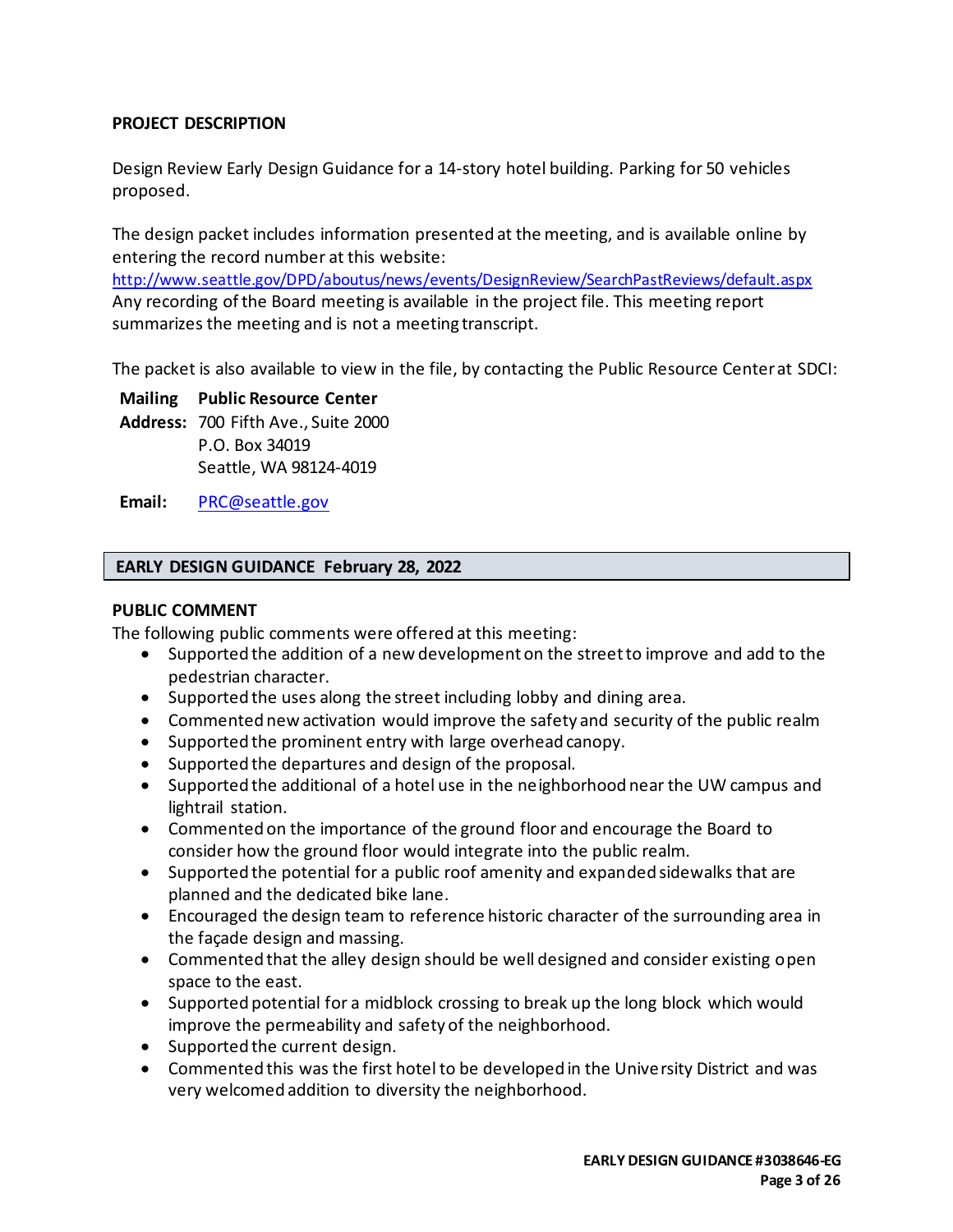## PROJECT DESCRIPTION

Design Review Early Design Guidance for a 14-story hotel building. Parking for 50 vehicles proposed.

The design packet includes information presented at the meeting, and is available online by entering the record number at this website:
http://www.seattle.gov/DPD/aboutus/news/events/DesignReview/SearchPastReviews/default.aspx
Any recording of the Board meeting is available in the project file. This meeting report summarizes the meeting and is not a meeting transcript.

The packet is also available to view in the file, by contacting the Public Resource Center at SDCI:

**Mailing Address:** **Public Resource Center**
700 Fifth Ave., Suite 2000
P.O. Box 34019
Seattle, WA 98124-4019

**Email:** PRC@seattle.gov

## EARLY DESIGN GUIDANCE February 28, 2022

### PUBLIC COMMENT

The following public comments were offered at this meeting:

- Supported the addition of a new development on the street to improve and add to the pedestrian character.
- Supported the uses along the street including lobby and dining area.
- Commented new activation would improve the safety and security of the public realm
- Supported the prominent entry with large overhead canopy.
- Supported the departures and design of the proposal.
- Supported the additional of a hotel use in the neighborhood near the UW campus and lightrail station.
- Commented on the importance of the ground floor and encourage the Board to consider how the ground floor would integrate into the public realm.
- Supported the potential for a public roof amenity and expanded sidewalks that are planned and the dedicated bike lane.
- Encouraged the design team to reference historic character of the surrounding area in the façade design and massing.
- Commented that the alley design should be well designed and consider existing open space to the east.
- Supported potential for a midblock crossing to break up the long block which would improve the permeability and safety of the neighborhood.
- Supported the current design.
- Commented this was the first hotel to be developed in the University District and was very welcomed addition to diversity the neighborhood.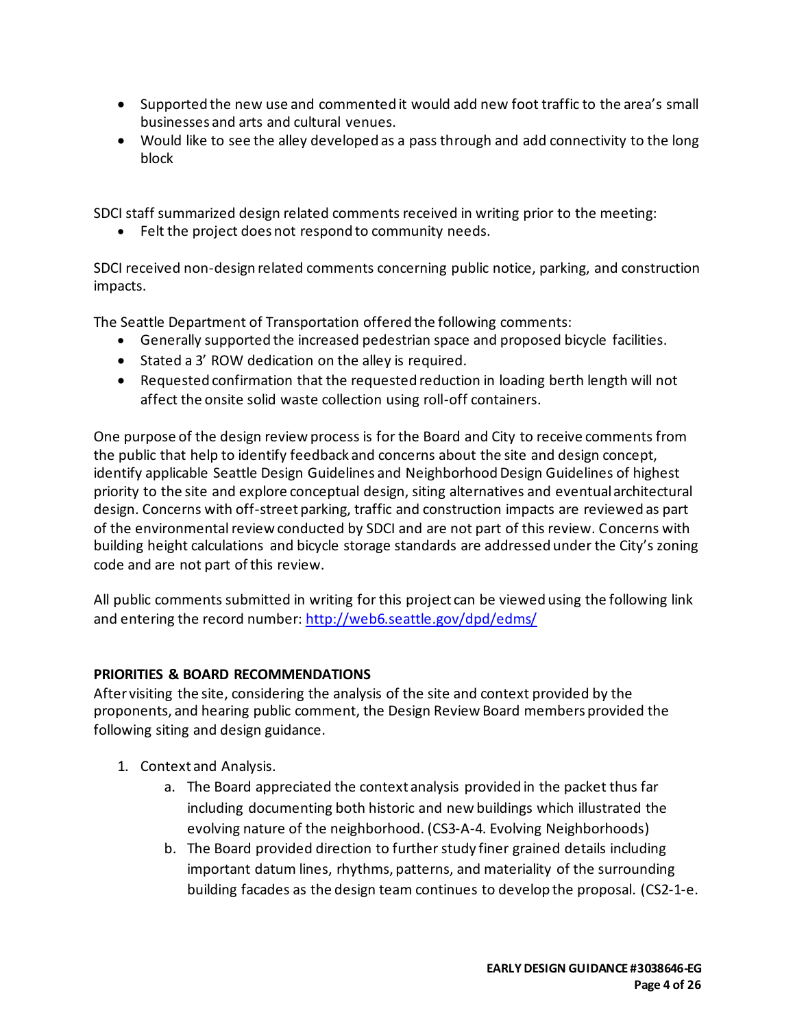- Supported the new use and commented it would add new foot traffic to the area's small businesses and arts and cultural venues.
- Would like to see the alley developed as a pass through and add connectivity to the long block

SDCI staff summarized design related comments received in writing prior to the meeting:

- Felt the project does not respond to community needs.

SDCI received non-design related comments concerning public notice, parking, and construction impacts.

The Seattle Department of Transportation offered the following comments:

- Generally supported the increased pedestrian space and proposed bicycle facilities.
- Stated a 3' ROW dedication on the alley is required.
- Requested confirmation that the requested reduction in loading berth length will not affect the onsite solid waste collection using roll-off containers.

One purpose of the design review process is for the Board and City to receive comments from the public that help to identify feedback and concerns about the site and design concept, identify applicable Seattle Design Guidelines and Neighborhood Design Guidelines of highest priority to the site and explore conceptual design, siting alternatives and eventual architectural design. Concerns with off-street parking, traffic and construction impacts are reviewed as part of the environmental review conducted by SDCI and are not part of this review. Concerns with building height calculations and bicycle storage standards are addressed under the City's zoning code and are not part of this review.

All public comments submitted in writing for this project can be viewed using the following link and entering the record number: http://web6.seattle.gov/dpd/edms/

**PRIORITIES & BOARD RECOMMENDATIONS**

After visiting the site, considering the analysis of the site and context provided by the proponents, and hearing public comment, the Design Review Board members provided the following siting and design guidance.

1. Context and Analysis.
    a. The Board appreciated the context analysis provided in the packet thus far including documenting both historic and new buildings which illustrated the evolving nature of the neighborhood. (CS3-A-4. Evolving Neighborhoods)
    b. The Board provided direction to further study finer grained details including important datum lines, rhythms, patterns, and materiality of the surrounding building facades as the design team continues to develop the proposal. (CS2-1-e.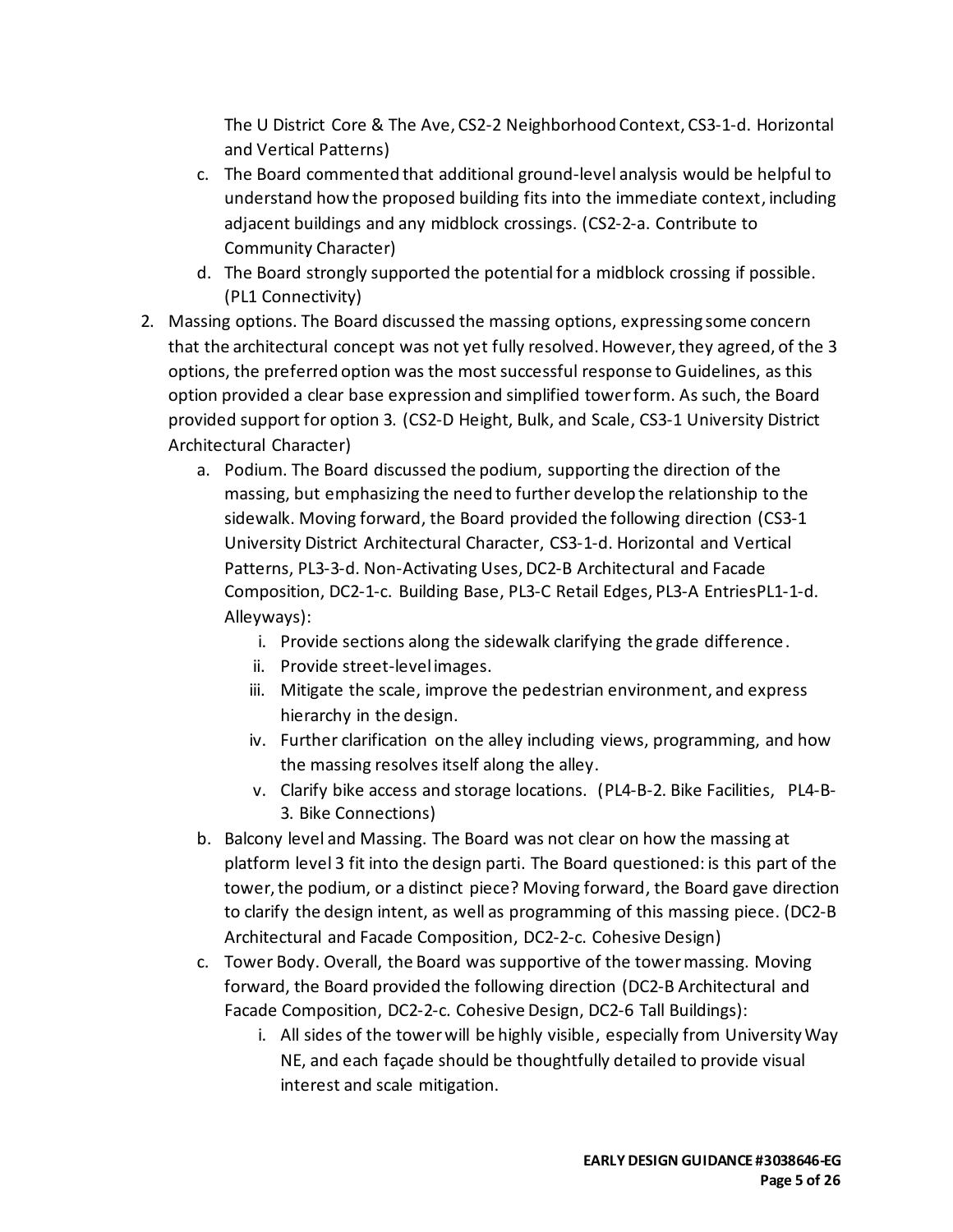The U District Core & The Ave, CS2-2 Neighborhood Context, CS3-1-d. Horizontal and Vertical Patterns)

c. The Board commented that additional ground-level analysis would be helpful to understand how the proposed building fits into the immediate context, including adjacent buildings and any midblock crossings. (CS2-2-a. Contribute to Community Character)

d. The Board strongly supported the potential for a midblock crossing if possible. (PL1 Connectivity)

2. Massing options. The Board discussed the massing options, expressing some concern that the architectural concept was not yet fully resolved. However, they agreed, of the 3 options, the preferred option was the most successful response to Guidelines, as this option provided a clear base expression and simplified tower form. As such, the Board provided support for option 3. (CS2-D Height, Bulk, and Scale, CS3-1 University District Architectural Character)

   a. Podium. The Board discussed the podium, supporting the direction of the massing, but emphasizing the need to further develop the relationship to the sidewalk. Moving forward, the Board provided the following direction (CS3-1 University District Architectural Character, CS3-1-d. Horizontal and Vertical Patterns, PL3-3-d. Non-Activating Uses, DC2-B Architectural and Facade Composition, DC2-1-c. Building Base, PL3-C Retail Edges, PL3-A EntriesPL1-1-d. Alleyways):

      i. Provide sections along the sidewalk clarifying the grade difference.
      ii. Provide street-level images.
      iii. Mitigate the scale, improve the pedestrian environment, and express hierarchy in the design.
      iv. Further clarification on the alley including views, programming, and how the massing resolves itself along the alley.
      v. Clarify bike access and storage locations. (PL4-B-2. Bike Facilities, PL4-B-3. Bike Connections)

   b. Balcony level and Massing. The Board was not clear on how the massing at platform level 3 fit into the design parti. The Board questioned: is this part of the tower, the podium, or a distinct piece? Moving forward, the Board gave direction to clarify the design intent, as well as programming of this massing piece. (DC2-B Architectural and Facade Composition, DC2-2-c. Cohesive Design)

   c. Tower Body. Overall, the Board was supportive of the tower massing. Moving forward, the Board provided the following direction (DC2-B Architectural and Facade Composition, DC2-2-c. Cohesive Design, DC2-6 Tall Buildings):

      i. All sides of the tower will be highly visible, especially from University Way NE, and each façade should be thoughtfully detailed to provide visual interest and scale mitigation.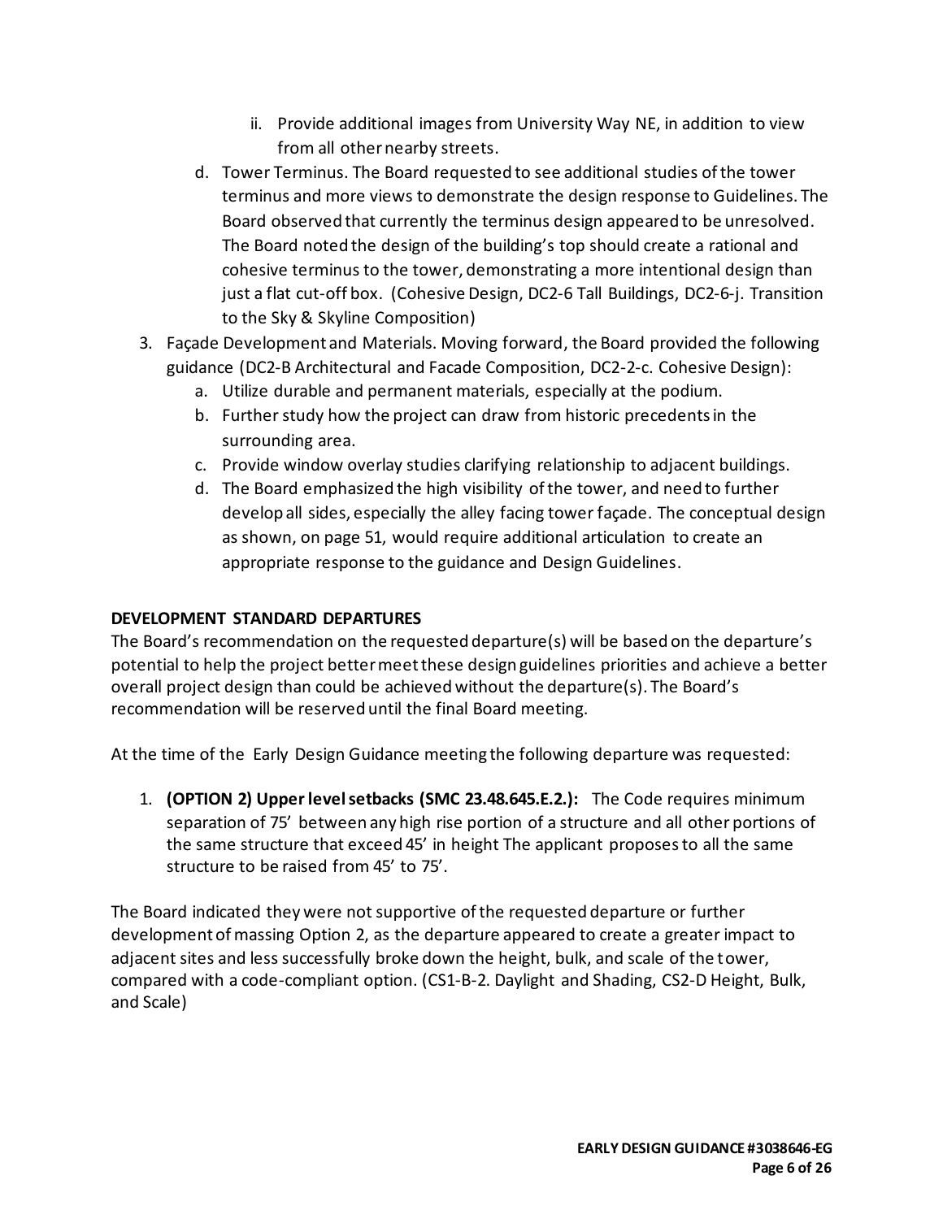ii. Provide additional images from University Way NE, in addition to view from all other nearby streets.

d. Tower Terminus. The Board requested to see additional studies of the tower terminus and more views to demonstrate the design response to Guidelines. The Board observed that currently the terminus design appeared to be unresolved. The Board noted the design of the building's top should create a rational and cohesive terminus to the tower, demonstrating a more intentional design than just a flat cut-off box. (Cohesive Design, DC2-6 Tall Buildings, DC2-6-j. Transition to the Sky & Skyline Composition)

3. Façade Development and Materials. Moving forward, the Board provided the following guidance (DC2-B Architectural and Facade Composition, DC2-2-c. Cohesive Design):
   a. Utilize durable and permanent materials, especially at the podium.
   b. Further study how the project can draw from historic precedents in the surrounding area.
   c. Provide window overlay studies clarifying relationship to adjacent buildings.
   d. The Board emphasized the high visibility of the tower, and need to further develop all sides, especially the alley facing tower façade. The conceptual design as shown, on page 51, would require additional articulation to create an appropriate response to the guidance and Design Guidelines.

**DEVELOPMENT STANDARD DEPARTURES**

The Board's recommendation on the requested departure(s) will be based on the departure's potential to help the project better meet these design guidelines priorities and achieve a better overall project design than could be achieved without the departure(s). The Board's recommendation will be reserved until the final Board meeting.

At the time of the Early Design Guidance meeting the following departure was requested:

1. **(OPTION 2) Upper level setbacks (SMC 23.48.645.E.2.):** The Code requires minimum separation of 75' between any high rise portion of a structure and all other portions of the same structure that exceed 45' in height The applicant proposes to all the same structure to be raised from 45' to 75'.

The Board indicated they were not supportive of the requested departure or further development of massing Option 2, as the departure appeared to create a greater impact to adjacent sites and less successfully broke down the height, bulk, and scale of the tower, compared with a code-compliant option. (CS1-B-2. Daylight and Shading, CS2-D Height, Bulk, and Scale)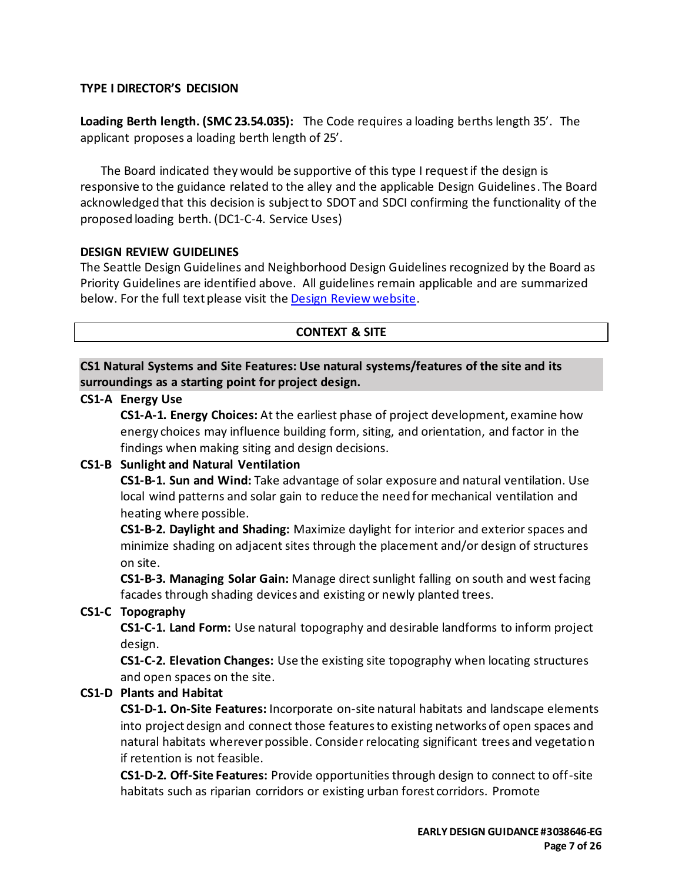**TYPE I DIRECTOR'S DECISION**

**Loading Berth length. (SMC 23.54.035):** The Code requires a loading berths length 35'. The applicant proposes a loading berth length of 25'.

The Board indicated they would be supportive of this type I request if the design is responsive to the guidance related to the alley and the applicable Design Guidelines. The Board acknowledged that this decision is subject to SDOT and SDCI confirming the functionality of the proposed loading berth. (DC1-C-4. Service Uses)

**DESIGN REVIEW GUIDELINES**

The Seattle Design Guidelines and Neighborhood Design Guidelines recognized by the Board as Priority Guidelines are identified above. All guidelines remain applicable and are summarized below. For the full text please visit the Design Review website.

| CONTEXT & SITE |
|---|

**CS1 Natural Systems and Site Features: Use natural systems/features of the site and its surroundings as a starting point for project design.**

**CS1-A Energy Use**

**CS1-A-1. Energy Choices:** At the earliest phase of project development, examine how energy choices may influence building form, siting, and orientation, and factor in the findings when making siting and design decisions.

**CS1-B Sunlight and Natural Ventilation**

**CS1-B-1. Sun and Wind:** Take advantage of solar exposure and natural ventilation. Use local wind patterns and solar gain to reduce the need for mechanical ventilation and heating where possible.

**CS1-B-2. Daylight and Shading:** Maximize daylight for interior and exterior spaces and minimize shading on adjacent sites through the placement and/or design of structures on site.

**CS1-B-3. Managing Solar Gain:** Manage direct sunlight falling on south and west facing facades through shading devices and existing or newly planted trees.

**CS1-C Topography**

**CS1-C-1. Land Form:** Use natural topography and desirable landforms to inform project design.

**CS1-C-2. Elevation Changes:** Use the existing site topography when locating structures and open spaces on the site.

**CS1-D Plants and Habitat**

**CS1-D-1. On-Site Features:** Incorporate on-site natural habitats and landscape elements into project design and connect those features to existing networks of open spaces and natural habitats wherever possible. Consider relocating significant trees and vegetation if retention is not feasible.

**CS1-D-2. Off-Site Features:** Provide opportunities through design to connect to off-site habitats such as riparian corridors or existing urban forest corridors. Promote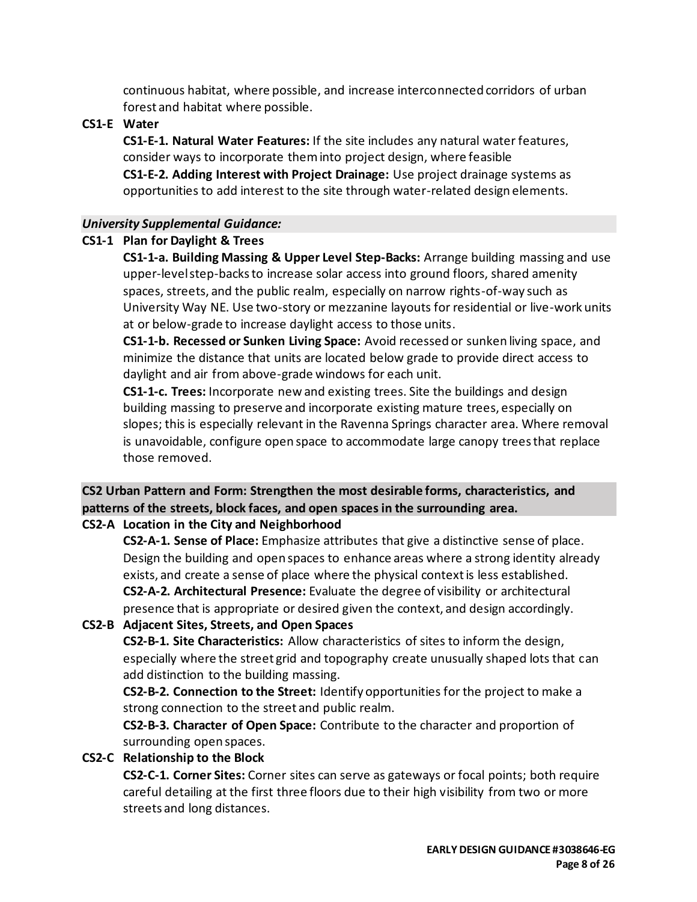continuous habitat, where possible, and increase interconnected corridors of urban forest and habitat where possible.

**CS1-E Water**

**CS1-E-1. Natural Water Features:** If the site includes any natural water features, consider ways to incorporate them into project design, where feasible

**CS1-E-2. Adding Interest with Project Drainage:** Use project drainage systems as opportunities to add interest to the site through water-related design elements.

***University Supplemental Guidance:***

**CS1-1 Plan for Daylight & Trees**

**CS1-1-a. Building Massing & Upper Level Step-Backs:** Arrange building massing and use upper-level step-backs to increase solar access into ground floors, shared amenity spaces, streets, and the public realm, especially on narrow rights-of-way such as University Way NE. Use two-story or mezzanine layouts for residential or live-work units at or below-grade to increase daylight access to those units.

**CS1-1-b. Recessed or Sunken Living Space:** Avoid recessed or sunken living space, and minimize the distance that units are located below grade to provide direct access to daylight and air from above-grade windows for each unit.

**CS1-1-c. Trees:** Incorporate new and existing trees. Site the buildings and design building massing to preserve and incorporate existing mature trees, especially on slopes; this is especially relevant in the Ravenna Springs character area. Where removal is unavoidable, configure open space to accommodate large canopy trees that replace those removed.

**CS2 Urban Pattern and Form: Strengthen the most desirable forms, characteristics, and patterns of the streets, block faces, and open spaces in the surrounding area.**

**CS2-A Location in the City and Neighborhood**

**CS2-A-1. Sense of Place:** Emphasize attributes that give a distinctive sense of place. Design the building and open spaces to enhance areas where a strong identity already exists, and create a sense of place where the physical context is less established.

**CS2-A-2. Architectural Presence:** Evaluate the degree of visibility or architectural presence that is appropriate or desired given the context, and design accordingly.

**CS2-B Adjacent Sites, Streets, and Open Spaces**

**CS2-B-1. Site Characteristics:** Allow characteristics of sites to inform the design, especially where the street grid and topography create unusually shaped lots that can add distinction to the building massing.

**CS2-B-2. Connection to the Street:** Identify opportunities for the project to make a strong connection to the street and public realm.

**CS2-B-3. Character of Open Space:** Contribute to the character and proportion of surrounding open spaces.

**CS2-C Relationship to the Block**

**CS2-C-1. Corner Sites:** Corner sites can serve as gateways or focal points; both require careful detailing at the first three floors due to their high visibility from two or more streets and long distances.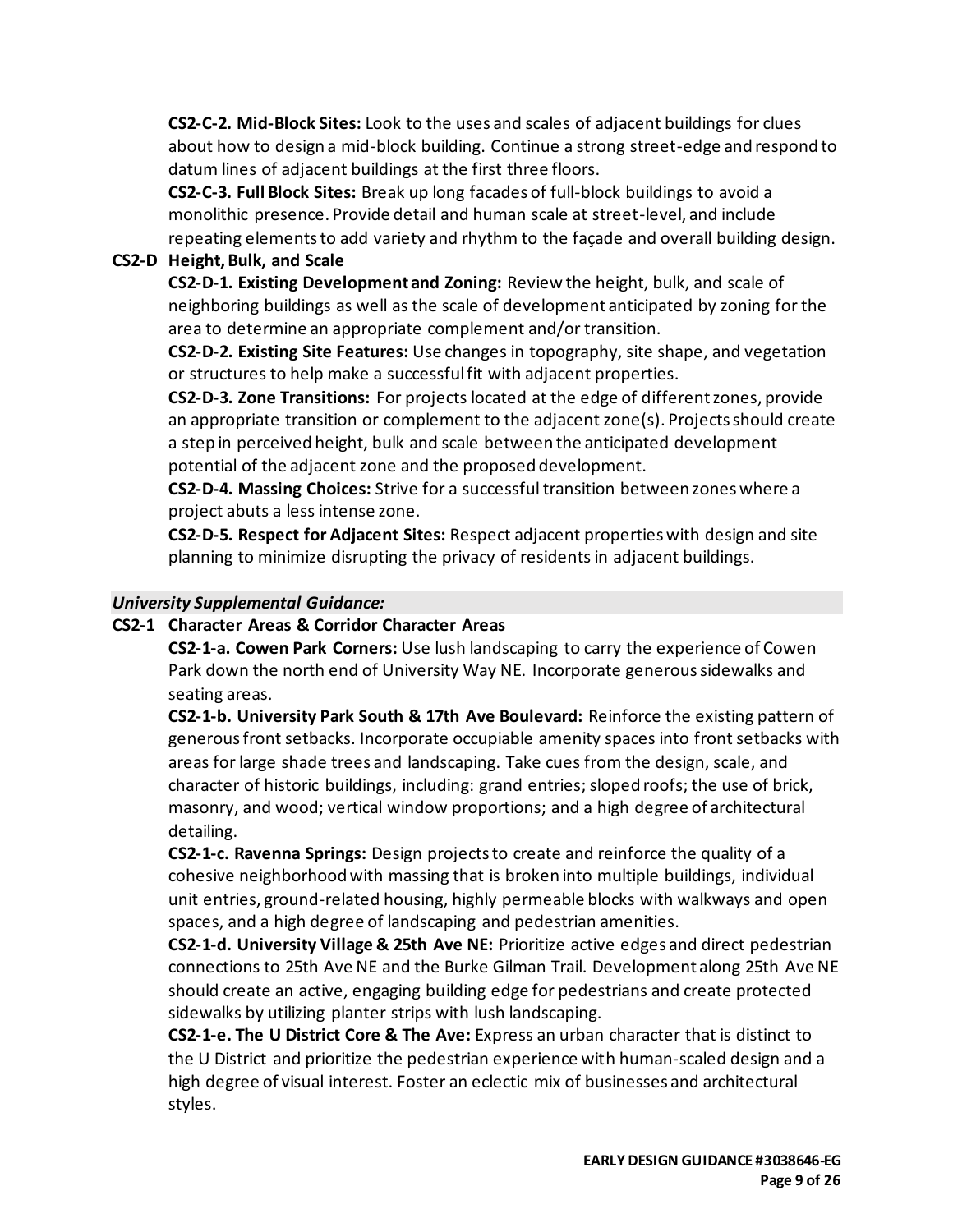**CS2-C-2. Mid-Block Sites:** Look to the uses and scales of adjacent buildings for clues about how to design a mid-block building. Continue a strong street-edge and respond to datum lines of adjacent buildings at the first three floors.

**CS2-C-3. Full Block Sites:** Break up long facades of full-block buildings to avoid a monolithic presence. Provide detail and human scale at street-level, and include repeating elements to add variety and rhythm to the façade and overall building design.

**CS2-D Height, Bulk, and Scale**

**CS2-D-1. Existing Development and Zoning:** Review the height, bulk, and scale of neighboring buildings as well as the scale of development anticipated by zoning for the area to determine an appropriate complement and/or transition.

**CS2-D-2. Existing Site Features:** Use changes in topography, site shape, and vegetation or structures to help make a successful fit with adjacent properties.

**CS2-D-3. Zone Transitions:** For projects located at the edge of different zones, provide an appropriate transition or complement to the adjacent zone(s). Projects should create a step in perceived height, bulk and scale between the anticipated development potential of the adjacent zone and the proposed development.

**CS2-D-4. Massing Choices:** Strive for a successful transition between zones where a project abuts a less intense zone.

**CS2-D-5. Respect for Adjacent Sites:** Respect adjacent properties with design and site planning to minimize disrupting the privacy of residents in adjacent buildings.

***University Supplemental Guidance:***

**CS2-1 Character Areas & Corridor Character Areas**

**CS2-1-a. Cowen Park Corners:** Use lush landscaping to carry the experience of Cowen Park down the north end of University Way NE. Incorporate generous sidewalks and seating areas.

**CS2-1-b. University Park South & 17th Ave Boulevard:** Reinforce the existing pattern of generous front setbacks. Incorporate occupiable amenity spaces into front setbacks with areas for large shade trees and landscaping. Take cues from the design, scale, and character of historic buildings, including: grand entries; sloped roofs; the use of brick, masonry, and wood; vertical window proportions; and a high degree of architectural detailing.

**CS2-1-c. Ravenna Springs:** Design projects to create and reinforce the quality of a cohesive neighborhood with massing that is broken into multiple buildings, individual unit entries, ground-related housing, highly permeable blocks with walkways and open spaces, and a high degree of landscaping and pedestrian amenities.

**CS2-1-d. University Village & 25th Ave NE:** Prioritize active edges and direct pedestrian connections to 25th Ave NE and the Burke Gilman Trail. Development along 25th Ave NE should create an active, engaging building edge for pedestrians and create protected sidewalks by utilizing planter strips with lush landscaping.

**CS2-1-e. The U District Core & The Ave:** Express an urban character that is distinct to the U District and prioritize the pedestrian experience with human-scaled design and a high degree of visual interest. Foster an eclectic mix of businesses and architectural styles.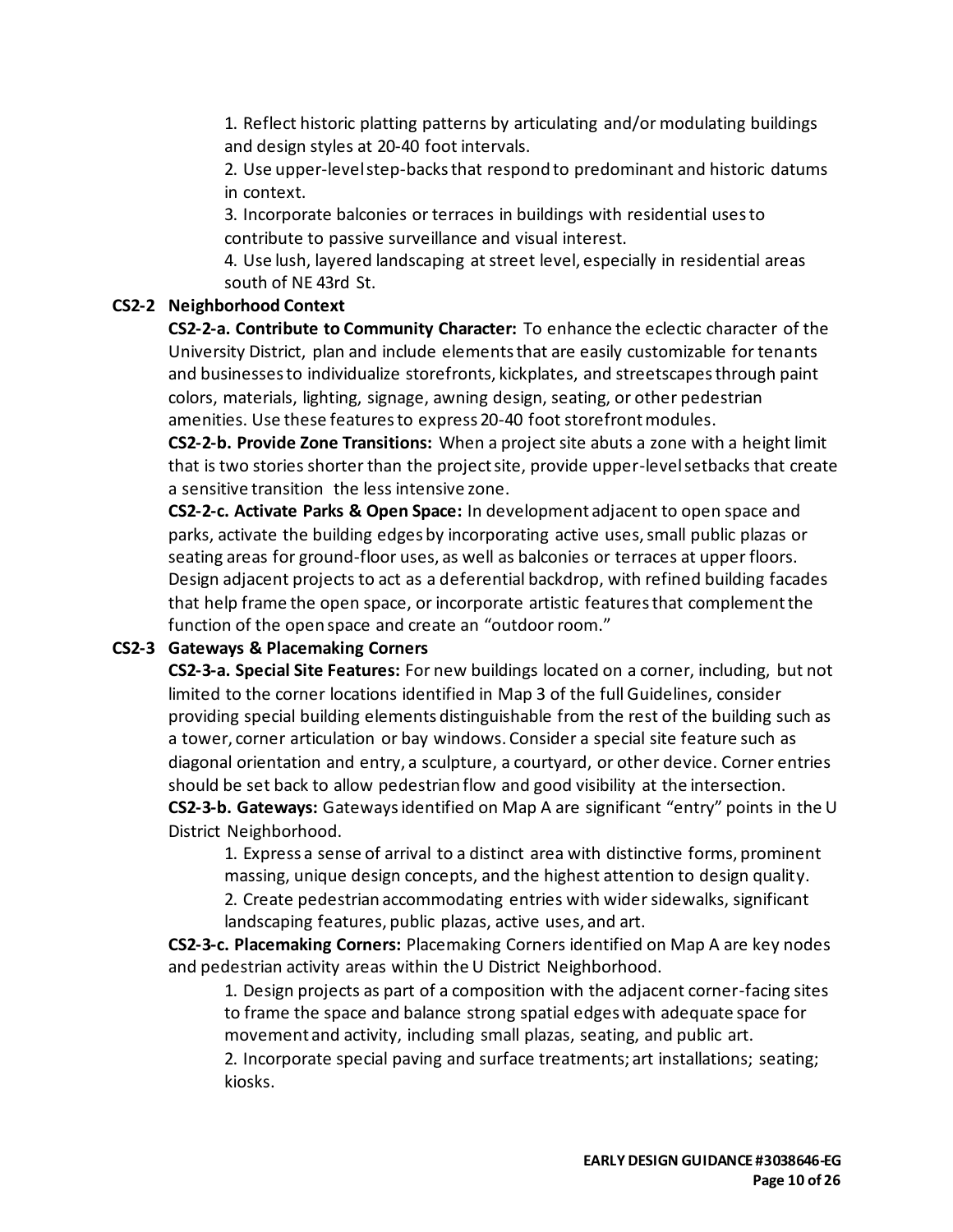1. Reflect historic platting patterns by articulating and/or modulating buildings and design styles at 20-40 foot intervals.
2. Use upper-level step-backs that respond to predominant and historic datums in context.
3. Incorporate balconies or terraces in buildings with residential uses to contribute to passive surveillance and visual interest.
4. Use lush, layered landscaping at street level, especially in residential areas south of NE 43rd St.

**CS2-2 Neighborhood Context**

**CS2-2-a. Contribute to Community Character:** To enhance the eclectic character of the University District, plan and include elements that are easily customizable for tenants and businesses to individualize storefronts, kickplates, and streetscapes through paint colors, materials, lighting, signage, awning design, seating, or other pedestrian amenities. Use these features to express 20-40 foot storefront modules.

**CS2-2-b. Provide Zone Transitions:** When a project site abuts a zone with a height limit that is two stories shorter than the project site, provide upper-level setbacks that create a sensitive transition the less intensive zone.

**CS2-2-c. Activate Parks & Open Space:** In development adjacent to open space and parks, activate the building edges by incorporating active uses, small public plazas or seating areas for ground-floor uses, as well as balconies or terraces at upper floors. Design adjacent projects to act as a deferential backdrop, with refined building facades that help frame the open space, or incorporate artistic features that complement the function of the open space and create an "outdoor room."

**CS2-3 Gateways & Placemaking Corners**

**CS2-3-a. Special Site Features:** For new buildings located on a corner, including, but not limited to the corner locations identified in Map 3 of the full Guidelines, consider providing special building elements distinguishable from the rest of the building such as a tower, corner articulation or bay windows. Consider a special site feature such as diagonal orientation and entry, a sculpture, a courtyard, or other device. Corner entries should be set back to allow pedestrian flow and good visibility at the intersection.

**CS2-3-b. Gateways:** Gateways identified on Map A are significant "entry" points in the U District Neighborhood.

1. Express a sense of arrival to a distinct area with distinctive forms, prominent massing, unique design concepts, and the highest attention to design quality.
2. Create pedestrian accommodating entries with wider sidewalks, significant landscaping features, public plazas, active uses, and art.

**CS2-3-c. Placemaking Corners:** Placemaking Corners identified on Map A are key nodes and pedestrian activity areas within the U District Neighborhood.

1. Design projects as part of a composition with the adjacent corner-facing sites to frame the space and balance strong spatial edges with adequate space for movement and activity, including small plazas, seating, and public art.
2. Incorporate special paving and surface treatments; art installations; seating; kiosks.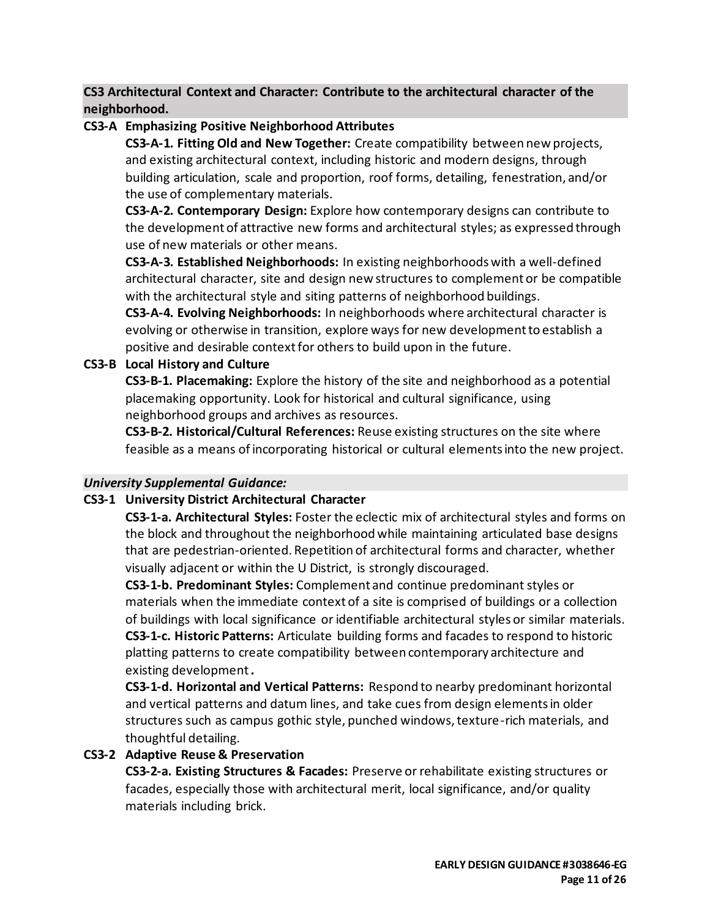## CS3 Architectural Context and Character: Contribute to the architectural character of the neighborhood.

### CS3-A Emphasizing Positive Neighborhood Attributes

**CS3-A-1. Fitting Old and New Together:** Create compatibility between new projects, and existing architectural context, including historic and modern designs, through building articulation, scale and proportion, roof forms, detailing, fenestration, and/or the use of complementary materials.

**CS3-A-2. Contemporary Design:** Explore how contemporary designs can contribute to the development of attractive new forms and architectural styles; as expressed through use of new materials or other means.

**CS3-A-3. Established Neighborhoods:** In existing neighborhoods with a well-defined architectural character, site and design new structures to complement or be compatible with the architectural style and siting patterns of neighborhood buildings.

**CS3-A-4. Evolving Neighborhoods:** In neighborhoods where architectural character is evolving or otherwise in transition, explore ways for new development to establish a positive and desirable context for others to build upon in the future.

### CS3-B Local History and Culture

**CS3-B-1. Placemaking:** Explore the history of the site and neighborhood as a potential placemaking opportunity. Look for historical and cultural significance, using neighborhood groups and archives as resources.

**CS3-B-2. Historical/Cultural References:** Reuse existing structures on the site where feasible as a means of incorporating historical or cultural elements into the new project.

***University Supplemental Guidance:***

### CS3-1 University District Architectural Character

**CS3-1-a. Architectural Styles:** Foster the eclectic mix of architectural styles and forms on the block and throughout the neighborhood while maintaining articulated base designs that are pedestrian-oriented. Repetition of architectural forms and character, whether visually adjacent or within the U District, is strongly discouraged.

**CS3-1-b. Predominant Styles:** Complement and continue predominant styles or materials when the immediate context of a site is comprised of buildings or a collection of buildings with local significance or identifiable architectural styles or similar materials.

**CS3-1-c. Historic Patterns:** Articulate building forms and facades to respond to historic platting patterns to create compatibility between contemporary architecture and existing development.

**CS3-1-d. Horizontal and Vertical Patterns:** Respond to nearby predominant horizontal and vertical patterns and datum lines, and take cues from design elements in older structures such as campus gothic style, punched windows, texture-rich materials, and thoughtful detailing.

### CS3-2 Adaptive Reuse & Preservation

**CS3-2-a. Existing Structures & Facades:** Preserve or rehabilitate existing structures or facades, especially those with architectural merit, local significance, and/or quality materials including brick.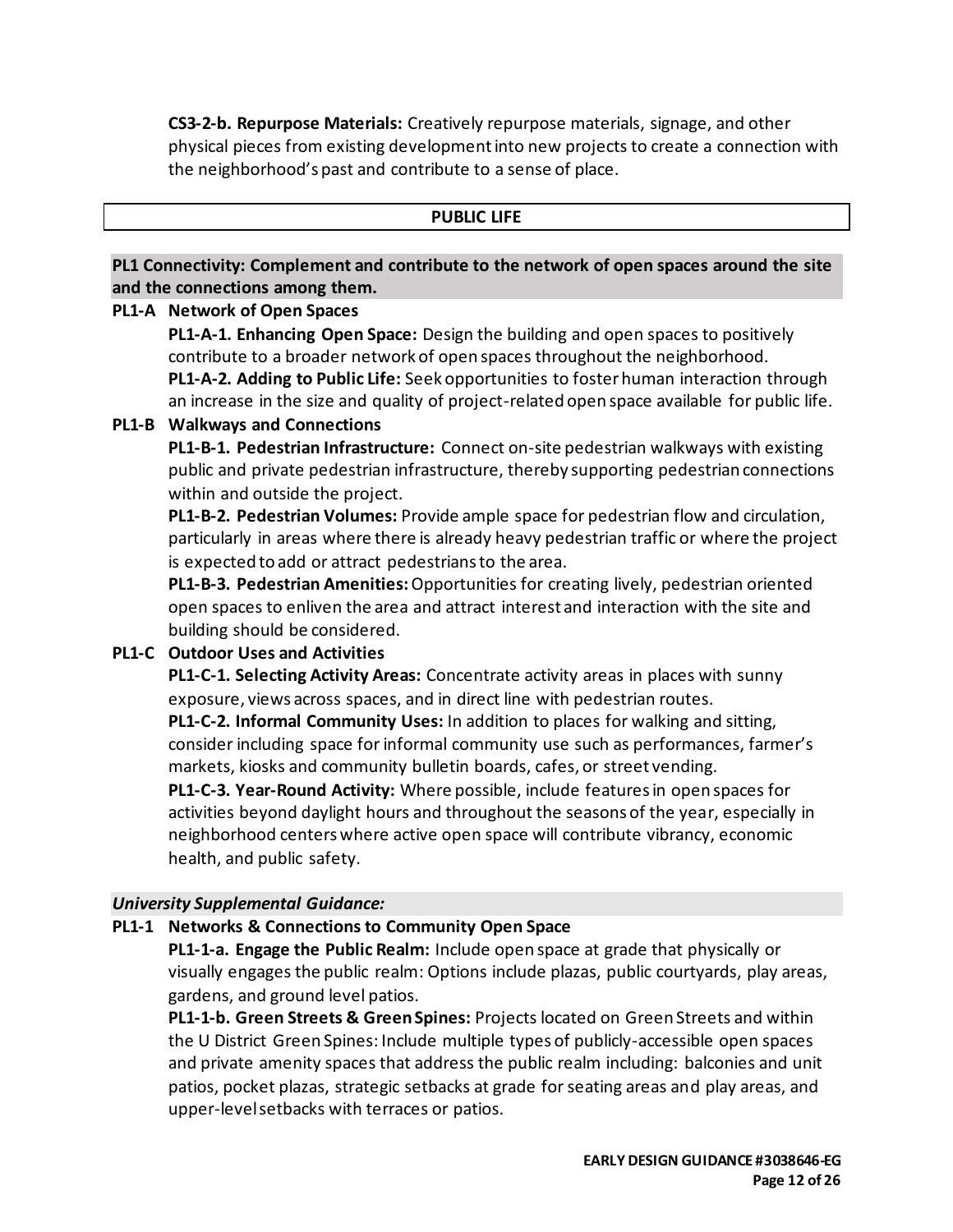**CS3-2-b. Repurpose Materials:** Creatively repurpose materials, signage, and other physical pieces from existing development into new projects to create a connection with the neighborhood's past and contribute to a sense of place.

## PUBLIC LIFE

### PL1 Connectivity: Complement and contribute to the network of open spaces around the site and the connections among them.

**PL1-A Network of Open Spaces**

**PL1-A-1. Enhancing Open Space:** Design the building and open spaces to positively contribute to a broader network of open spaces throughout the neighborhood.

**PL1-A-2. Adding to Public Life:** Seek opportunities to foster human interaction through an increase in the size and quality of project-related open space available for public life.

**PL1-B Walkways and Connections**

**PL1-B-1. Pedestrian Infrastructure:** Connect on-site pedestrian walkways with existing public and private pedestrian infrastructure, thereby supporting pedestrian connections within and outside the project.

**PL1-B-2. Pedestrian Volumes:** Provide ample space for pedestrian flow and circulation, particularly in areas where there is already heavy pedestrian traffic or where the project is expected to add or attract pedestrians to the area.

**PL1-B-3. Pedestrian Amenities:** Opportunities for creating lively, pedestrian oriented open spaces to enliven the area and attract interest and interaction with the site and building should be considered.

**PL1-C Outdoor Uses and Activities**

**PL1-C-1. Selecting Activity Areas:** Concentrate activity areas in places with sunny exposure, views across spaces, and in direct line with pedestrian routes.

**PL1-C-2. Informal Community Uses:** In addition to places for walking and sitting, consider including space for informal community use such as performances, farmer's markets, kiosks and community bulletin boards, cafes, or street vending.

**PL1-C-3. Year-Round Activity:** Where possible, include features in open spaces for activities beyond daylight hours and throughout the seasons of the year, especially in neighborhood centers where active open space will contribute vibrancy, economic health, and public safety.

***University Supplemental Guidance:***

**PL1-1 Networks & Connections to Community Open Space**

**PL1-1-a. Engage the Public Realm:** Include open space at grade that physically or visually engages the public realm: Options include plazas, public courtyards, play areas, gardens, and ground level patios.

**PL1-1-b. Green Streets & Green Spines:** Projects located on Green Streets and within the U District Green Spines: Include multiple types of publicly-accessible open spaces and private amenity spaces that address the public realm including: balconies and unit patios, pocket plazas, strategic setbacks at grade for seating areas and play areas, and upper-level setbacks with terraces or patios.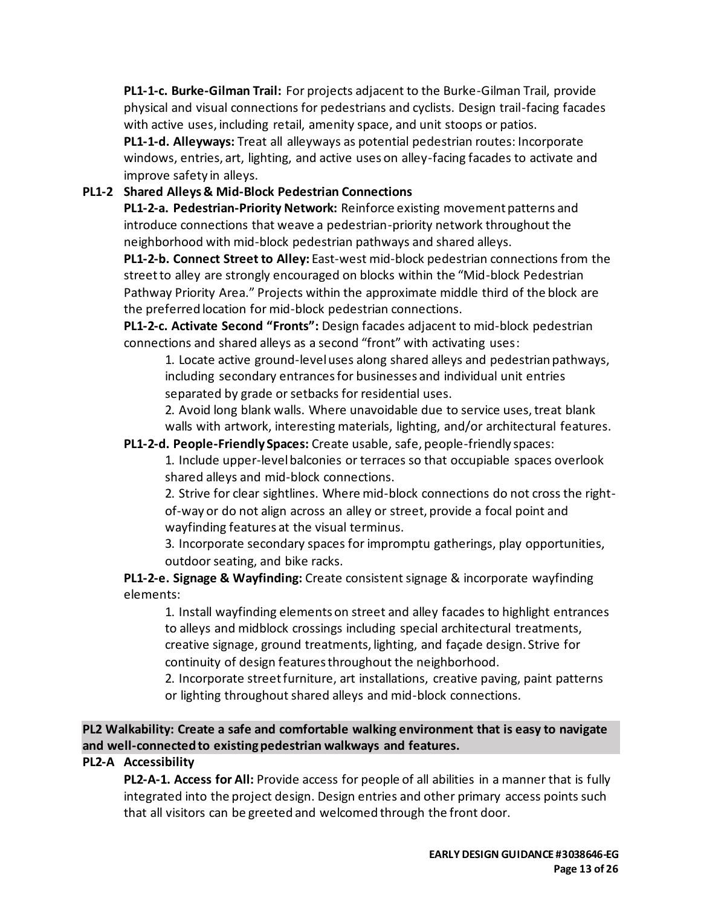**PL1-1-c. Burke-Gilman Trail:** For projects adjacent to the Burke-Gilman Trail, provide physical and visual connections for pedestrians and cyclists. Design trail-facing facades with active uses, including retail, amenity space, and unit stoops or patios.

**PL1-1-d. Alleyways:** Treat all alleyways as potential pedestrian routes: Incorporate windows, entries, art, lighting, and active uses on alley-facing facades to activate and improve safety in alleys.

**PL1-2 Shared Alleys & Mid-Block Pedestrian Connections**

**PL1-2-a. Pedestrian-Priority Network:** Reinforce existing movement patterns and introduce connections that weave a pedestrian-priority network throughout the neighborhood with mid-block pedestrian pathways and shared alleys.

**PL1-2-b. Connect Street to Alley:** East-west mid-block pedestrian connections from the street to alley are strongly encouraged on blocks within the "Mid-block Pedestrian Pathway Priority Area." Projects within the approximate middle third of the block are the preferred location for mid-block pedestrian connections.

**PL1-2-c. Activate Second "Fronts":** Design facades adjacent to mid-block pedestrian connections and shared alleys as a second "front" with activating uses:

1. Locate active ground-level uses along shared alleys and pedestrian pathways, including secondary entrances for businesses and individual unit entries separated by grade or setbacks for residential uses.
2. Avoid long blank walls. Where unavoidable due to service uses, treat blank walls with artwork, interesting materials, lighting, and/or architectural features.

**PL1-2-d. People-Friendly Spaces:** Create usable, safe, people-friendly spaces:

1. Include upper-level balconies or terraces so that occupiable spaces overlook shared alleys and mid-block connections.
2. Strive for clear sightlines. Where mid-block connections do not cross the right-of-way or do not align across an alley or street, provide a focal point and wayfinding features at the visual terminus.
3. Incorporate secondary spaces for impromptu gatherings, play opportunities, outdoor seating, and bike racks.

**PL1-2-e. Signage & Wayfinding:** Create consistent signage & incorporate wayfinding elements:

1. Install wayfinding elements on street and alley facades to highlight entrances to alleys and midblock crossings including special architectural treatments, creative signage, ground treatments, lighting, and façade design. Strive for continuity of design features throughout the neighborhood.
2. Incorporate street furniture, art installations, creative paving, paint patterns or lighting throughout shared alleys and mid-block connections.

## PL2 Walkability: Create a safe and comfortable walking environment that is easy to navigate and well-connected to existing pedestrian walkways and features.

**PL2-A Accessibility**

**PL2-A-1. Access for All:** Provide access for people of all abilities in a manner that is fully integrated into the project design. Design entries and other primary access points such that all visitors can be greeted and welcomed through the front door.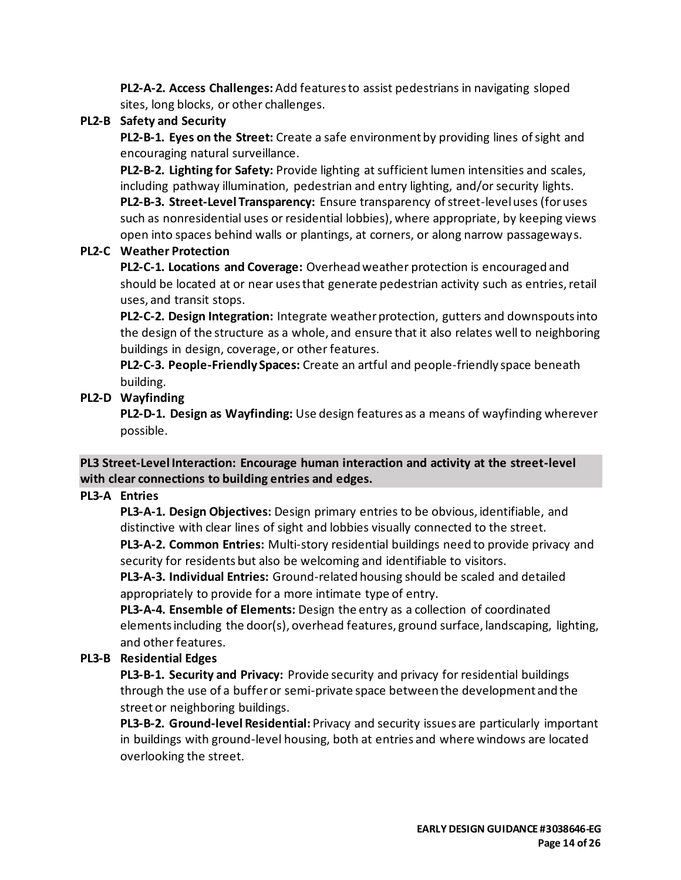**PL2-A-2. Access Challenges:** Add features to assist pedestrians in navigating sloped sites, long blocks, or other challenges.

**PL2-B Safety and Security**

**PL2-B-1. Eyes on the Street:** Create a safe environment by providing lines of sight and encouraging natural surveillance.

**PL2-B-2. Lighting for Safety:** Provide lighting at sufficient lumen intensities and scales, including pathway illumination, pedestrian and entry lighting, and/or security lights.

**PL2-B-3. Street-Level Transparency:** Ensure transparency of street-level uses (for uses such as nonresidential uses or residential lobbies), where appropriate, by keeping views open into spaces behind walls or plantings, at corners, or along narrow passageways.

**PL2-C Weather Protection**

**PL2-C-1. Locations and Coverage:** Overhead weather protection is encouraged and should be located at or near uses that generate pedestrian activity such as entries, retail uses, and transit stops.

**PL2-C-2. Design Integration:** Integrate weather protection, gutters and downspouts into the design of the structure as a whole, and ensure that it also relates well to neighboring buildings in design, coverage, or other features.

**PL2-C-3. People-Friendly Spaces:** Create an artful and people-friendly space beneath building.

**PL2-D Wayfinding**

**PL2-D-1. Design as Wayfinding:** Use design features as a means of wayfinding wherever possible.

**PL3 Street-Level Interaction: Encourage human interaction and activity at the street-level with clear connections to building entries and edges.**

**PL3-A Entries**

**PL3-A-1. Design Objectives:** Design primary entries to be obvious, identifiable, and distinctive with clear lines of sight and lobbies visually connected to the street.

**PL3-A-2. Common Entries:** Multi-story residential buildings need to provide privacy and security for residents but also be welcoming and identifiable to visitors.

**PL3-A-3. Individual Entries:** Ground-related housing should be scaled and detailed appropriately to provide for a more intimate type of entry.

**PL3-A-4. Ensemble of Elements:** Design the entry as a collection of coordinated elements including the door(s), overhead features, ground surface, landscaping, lighting, and other features.

**PL3-B Residential Edges**

**PL3-B-1. Security and Privacy:** Provide security and privacy for residential buildings through the use of a buffer or semi-private space between the development and the street or neighboring buildings.

**PL3-B-2. Ground-level Residential:** Privacy and security issues are particularly important in buildings with ground-level housing, both at entries and where windows are located overlooking the street.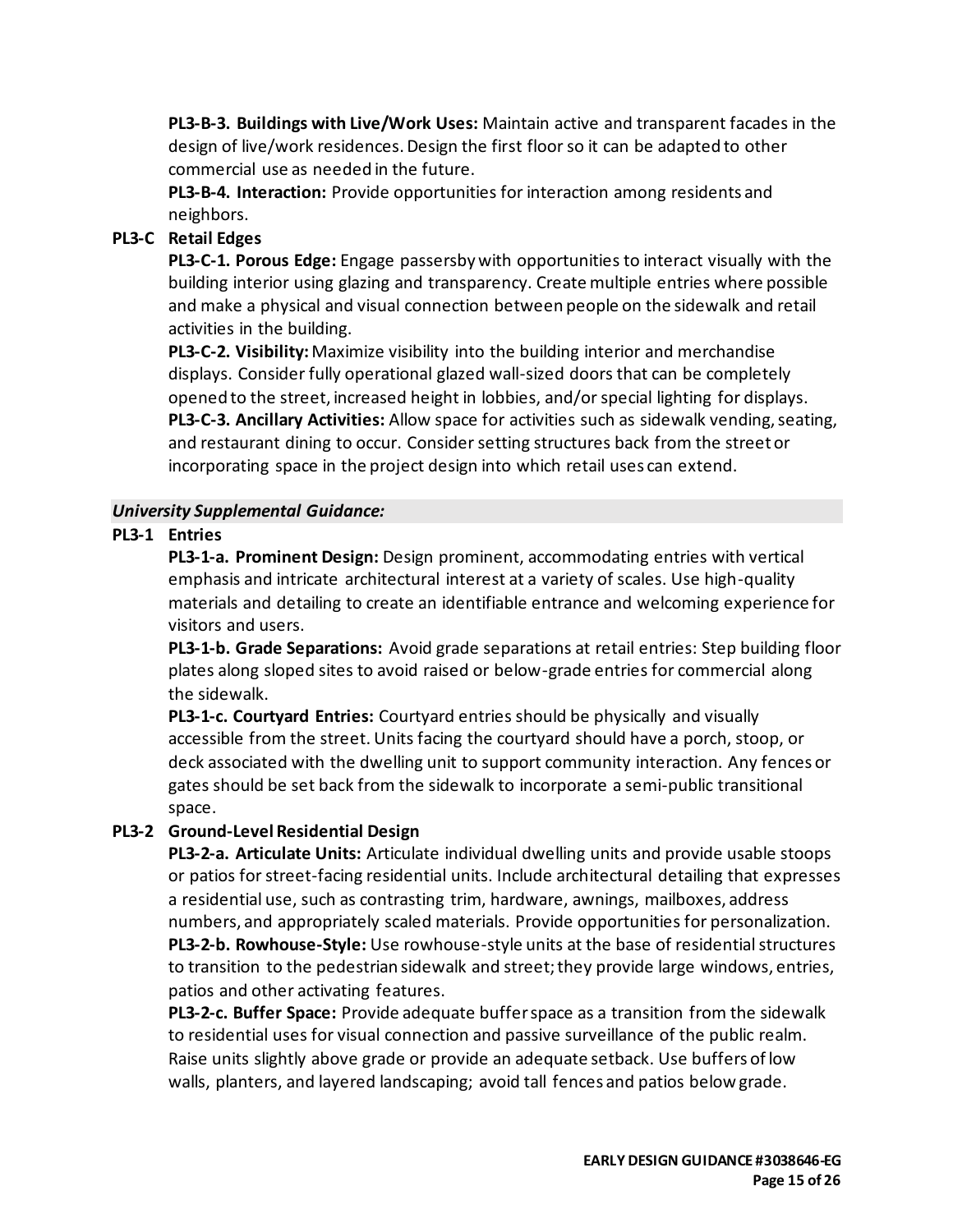**PL3-B-3. Buildings with Live/Work Uses:** Maintain active and transparent facades in the design of live/work residences. Design the first floor so it can be adapted to other commercial use as needed in the future.

**PL3-B-4. Interaction:** Provide opportunities for interaction among residents and neighbors.

**PL3-C Retail Edges**

**PL3-C-1. Porous Edge:** Engage passersby with opportunities to interact visually with the building interior using glazing and transparency. Create multiple entries where possible and make a physical and visual connection between people on the sidewalk and retail activities in the building.

**PL3-C-2. Visibility:** Maximize visibility into the building interior and merchandise displays. Consider fully operational glazed wall-sized doors that can be completely opened to the street, increased height in lobbies, and/or special lighting for displays.

**PL3-C-3. Ancillary Activities:** Allow space for activities such as sidewalk vending, seating, and restaurant dining to occur. Consider setting structures back from the street or incorporating space in the project design into which retail uses can extend.

***University Supplemental Guidance:***

**PL3-1 Entries**

**PL3-1-a. Prominent Design:** Design prominent, accommodating entries with vertical emphasis and intricate architectural interest at a variety of scales. Use high-quality materials and detailing to create an identifiable entrance and welcoming experience for visitors and users.

**PL3-1-b. Grade Separations:** Avoid grade separations at retail entries: Step building floor plates along sloped sites to avoid raised or below-grade entries for commercial along the sidewalk.

**PL3-1-c. Courtyard Entries:** Courtyard entries should be physically and visually accessible from the street. Units facing the courtyard should have a porch, stoop, or deck associated with the dwelling unit to support community interaction. Any fences or gates should be set back from the sidewalk to incorporate a semi-public transitional space.

**PL3-2 Ground-Level Residential Design**

**PL3-2-a. Articulate Units:** Articulate individual dwelling units and provide usable stoops or patios for street-facing residential units. Include architectural detailing that expresses a residential use, such as contrasting trim, hardware, awnings, mailboxes, address numbers, and appropriately scaled materials. Provide opportunities for personalization.

**PL3-2-b. Rowhouse-Style:** Use rowhouse-style units at the base of residential structures to transition to the pedestrian sidewalk and street; they provide large windows, entries, patios and other activating features.

**PL3-2-c. Buffer Space:** Provide adequate buffer space as a transition from the sidewalk to residential uses for visual connection and passive surveillance of the public realm. Raise units slightly above grade or provide an adequate setback. Use buffers of low walls, planters, and layered landscaping; avoid tall fences and patios below grade.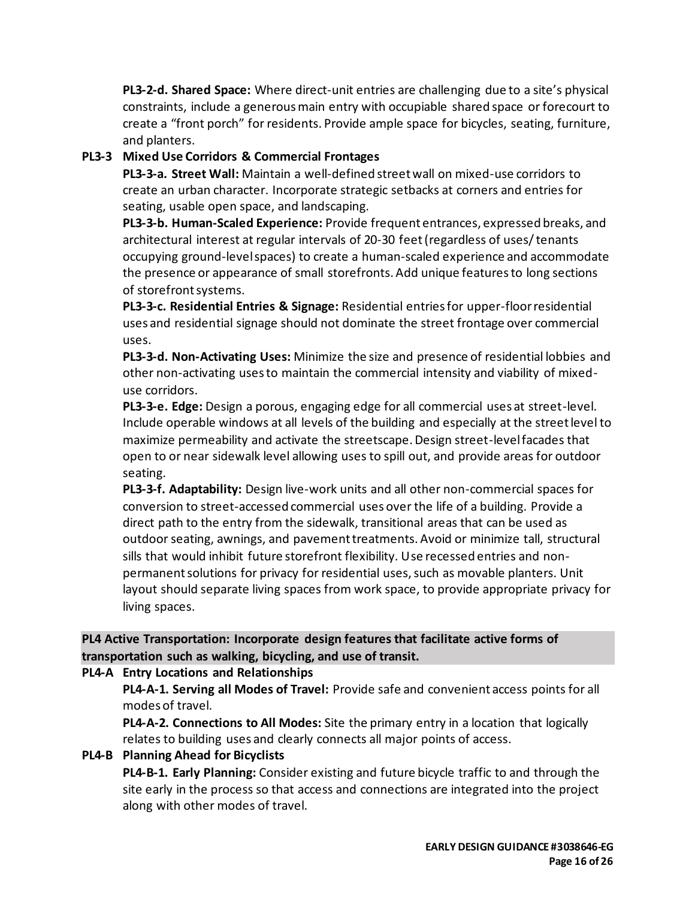**PL3-2-d. Shared Space:** Where direct-unit entries are challenging due to a site's physical constraints, include a generous main entry with occupiable shared space or forecourt to create a "front porch" for residents. Provide ample space for bicycles, seating, furniture, and planters.

**PL3-3 Mixed Use Corridors & Commercial Frontages**

**PL3-3-a. Street Wall:** Maintain a well-defined street wall on mixed-use corridors to create an urban character. Incorporate strategic setbacks at corners and entries for seating, usable open space, and landscaping.

**PL3-3-b. Human-Scaled Experience:** Provide frequent entrances, expressed breaks, and architectural interest at regular intervals of 20-30 feet (regardless of uses/ tenants occupying ground-level spaces) to create a human-scaled experience and accommodate the presence or appearance of small storefronts. Add unique features to long sections of storefront systems.

**PL3-3-c. Residential Entries & Signage:** Residential entries for upper-floor residential uses and residential signage should not dominate the street frontage over commercial uses.

**PL3-3-d. Non-Activating Uses:** Minimize the size and presence of residential lobbies and other non-activating uses to maintain the commercial intensity and viability of mixed-use corridors.

**PL3-3-e. Edge:** Design a porous, engaging edge for all commercial uses at street-level. Include operable windows at all levels of the building and especially at the street level to maximize permeability and activate the streetscape. Design street-level facades that open to or near sidewalk level allowing uses to spill out, and provide areas for outdoor seating.

**PL3-3-f. Adaptability:** Design live-work units and all other non-commercial spaces for conversion to street-accessed commercial uses over the life of a building. Provide a direct path to the entry from the sidewalk, transitional areas that can be used as outdoor seating, awnings, and pavement treatments. Avoid or minimize tall, structural sills that would inhibit future storefront flexibility. Use recessed entries and non-permanent solutions for privacy for residential uses, such as movable planters. Unit layout should separate living spaces from work space, to provide appropriate privacy for living spaces.

## PL4 Active Transportation: Incorporate design features that facilitate active forms of transportation such as walking, bicycling, and use of transit.

**PL4-A Entry Locations and Relationships**

**PL4-A-1. Serving all Modes of Travel:** Provide safe and convenient access points for all modes of travel.

**PL4-A-2. Connections to All Modes:** Site the primary entry in a location that logically relates to building uses and clearly connects all major points of access.

**PL4-B Planning Ahead for Bicyclists**

**PL4-B-1. Early Planning:** Consider existing and future bicycle traffic to and through the site early in the process so that access and connections are integrated into the project along with other modes of travel.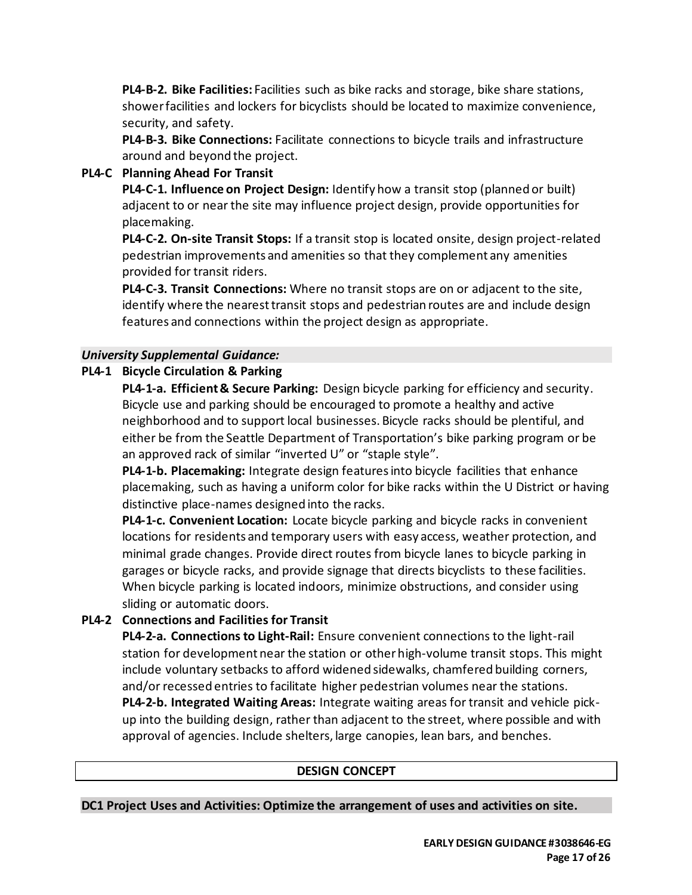**PL4-B-2. Bike Facilities:** Facilities such as bike racks and storage, bike share stations, shower facilities and lockers for bicyclists should be located to maximize convenience, security, and safety.

**PL4-B-3. Bike Connections:** Facilitate connections to bicycle trails and infrastructure around and beyond the project.

**PL4-C Planning Ahead For Transit**

**PL4-C-1. Influence on Project Design:** Identify how a transit stop (planned or built) adjacent to or near the site may influence project design, provide opportunities for placemaking.

**PL4-C-2. On-site Transit Stops:** If a transit stop is located onsite, design project-related pedestrian improvements and amenities so that they complement any amenities provided for transit riders.

**PL4-C-3. Transit Connections:** Where no transit stops are on or adjacent to the site, identify where the nearest transit stops and pedestrian routes are and include design features and connections within the project design as appropriate.

***University Supplemental Guidance:***

**PL4-1 Bicycle Circulation & Parking**

**PL4-1-a. Efficient & Secure Parking:** Design bicycle parking for efficiency and security. Bicycle use and parking should be encouraged to promote a healthy and active neighborhood and to support local businesses. Bicycle racks should be plentiful, and either be from the Seattle Department of Transportation's bike parking program or be an approved rack of similar "inverted U" or "staple style".

**PL4-1-b. Placemaking:** Integrate design features into bicycle facilities that enhance placemaking, such as having a uniform color for bike racks within the U District or having distinctive place-names designed into the racks.

**PL4-1-c. Convenient Location:** Locate bicycle parking and bicycle racks in convenient locations for residents and temporary users with easy access, weather protection, and minimal grade changes. Provide direct routes from bicycle lanes to bicycle parking in garages or bicycle racks, and provide signage that directs bicyclists to these facilities. When bicycle parking is located indoors, minimize obstructions, and consider using sliding or automatic doors.

**PL4-2 Connections and Facilities for Transit**

**PL4-2-a. Connections to Light-Rail:** Ensure convenient connections to the light-rail station for development near the station or other high-volume transit stops. This might include voluntary setbacks to afford widened sidewalks, chamfered building corners, and/or recessed entries to facilitate higher pedestrian volumes near the stations.

**PL4-2-b. Integrated Waiting Areas:** Integrate waiting areas for transit and vehicle pick-up into the building design, rather than adjacent to the street, where possible and with approval of agencies. Include shelters, large canopies, lean bars, and benches.

## DESIGN CONCEPT

**DC1 Project Uses and Activities: Optimize the arrangement of uses and activities on site.**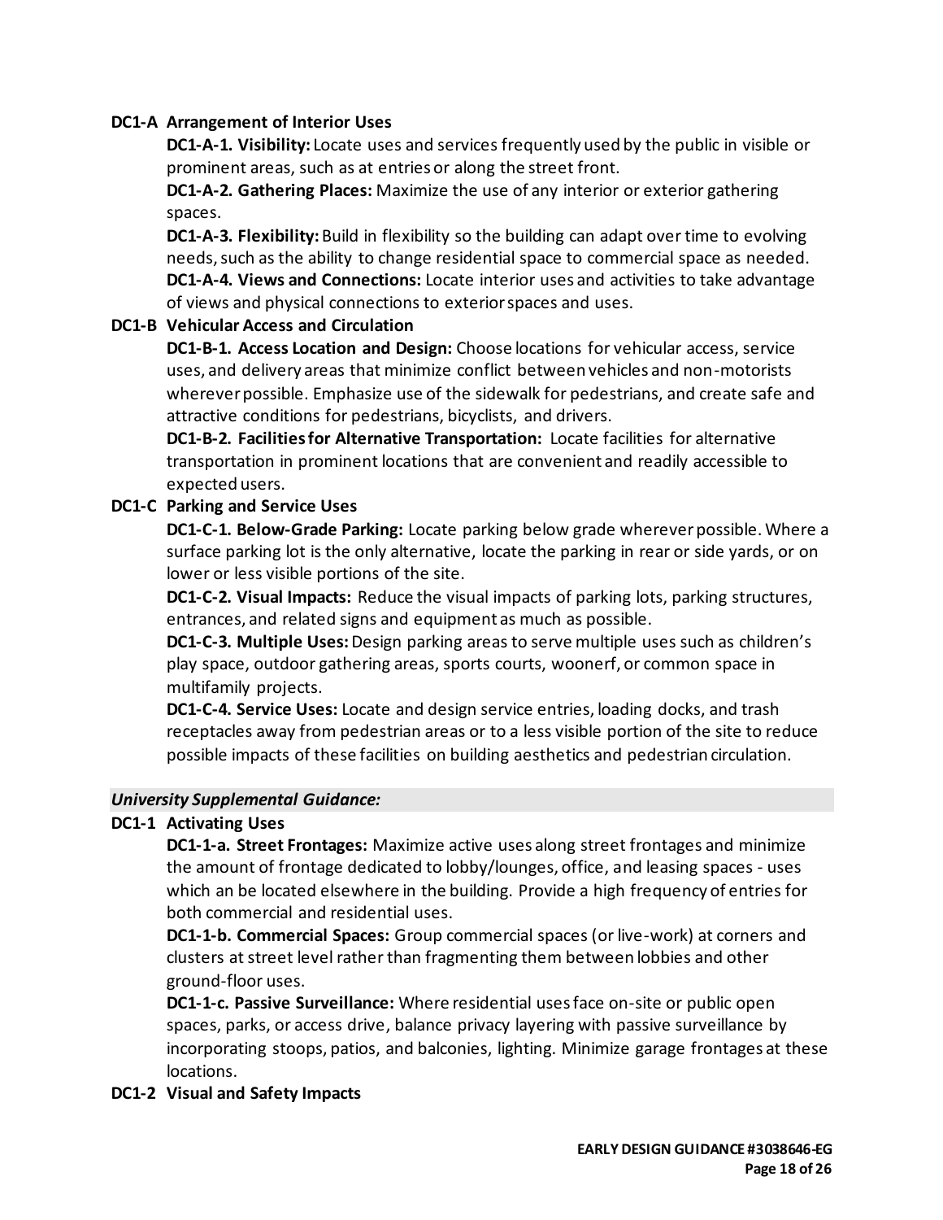**DC1-A Arrangement of Interior Uses**

**DC1-A-1. Visibility:** Locate uses and services frequently used by the public in visible or prominent areas, such as at entries or along the street front.

**DC1-A-2. Gathering Places:** Maximize the use of any interior or exterior gathering spaces.

**DC1-A-3. Flexibility:** Build in flexibility so the building can adapt over time to evolving needs, such as the ability to change residential space to commercial space as needed.

**DC1-A-4. Views and Connections:** Locate interior uses and activities to take advantage of views and physical connections to exterior spaces and uses.

**DC1-B Vehicular Access and Circulation**

**DC1-B-1. Access Location and Design:** Choose locations for vehicular access, service uses, and delivery areas that minimize conflict between vehicles and non-motorists wherever possible. Emphasize use of the sidewalk for pedestrians, and create safe and attractive conditions for pedestrians, bicyclists, and drivers.

**DC1-B-2. Facilities for Alternative Transportation:** Locate facilities for alternative transportation in prominent locations that are convenient and readily accessible to expected users.

**DC1-C Parking and Service Uses**

**DC1-C-1. Below-Grade Parking:** Locate parking below grade wherever possible. Where a surface parking lot is the only alternative, locate the parking in rear or side yards, or on lower or less visible portions of the site.

**DC1-C-2. Visual Impacts:** Reduce the visual impacts of parking lots, parking structures, entrances, and related signs and equipment as much as possible.

**DC1-C-3. Multiple Uses:** Design parking areas to serve multiple uses such as children's play space, outdoor gathering areas, sports courts, woonerf, or common space in multifamily projects.

**DC1-C-4. Service Uses:** Locate and design service entries, loading docks, and trash receptacles away from pedestrian areas or to a less visible portion of the site to reduce possible impacts of these facilities on building aesthetics and pedestrian circulation.

***University Supplemental Guidance:***

**DC1-1 Activating Uses**

**DC1-1-a. Street Frontages:** Maximize active uses along street frontages and minimize the amount of frontage dedicated to lobby/lounges, office, and leasing spaces - uses which an be located elsewhere in the building. Provide a high frequency of entries for both commercial and residential uses.

**DC1-1-b. Commercial Spaces:** Group commercial spaces (or live-work) at corners and clusters at street level rather than fragmenting them between lobbies and other ground-floor uses.

**DC1-1-c. Passive Surveillance:** Where residential uses face on-site or public open spaces, parks, or access drive, balance privacy layering with passive surveillance by incorporating stoops, patios, and balconies, lighting. Minimize garage frontages at these locations.

**DC1-2 Visual and Safety Impacts**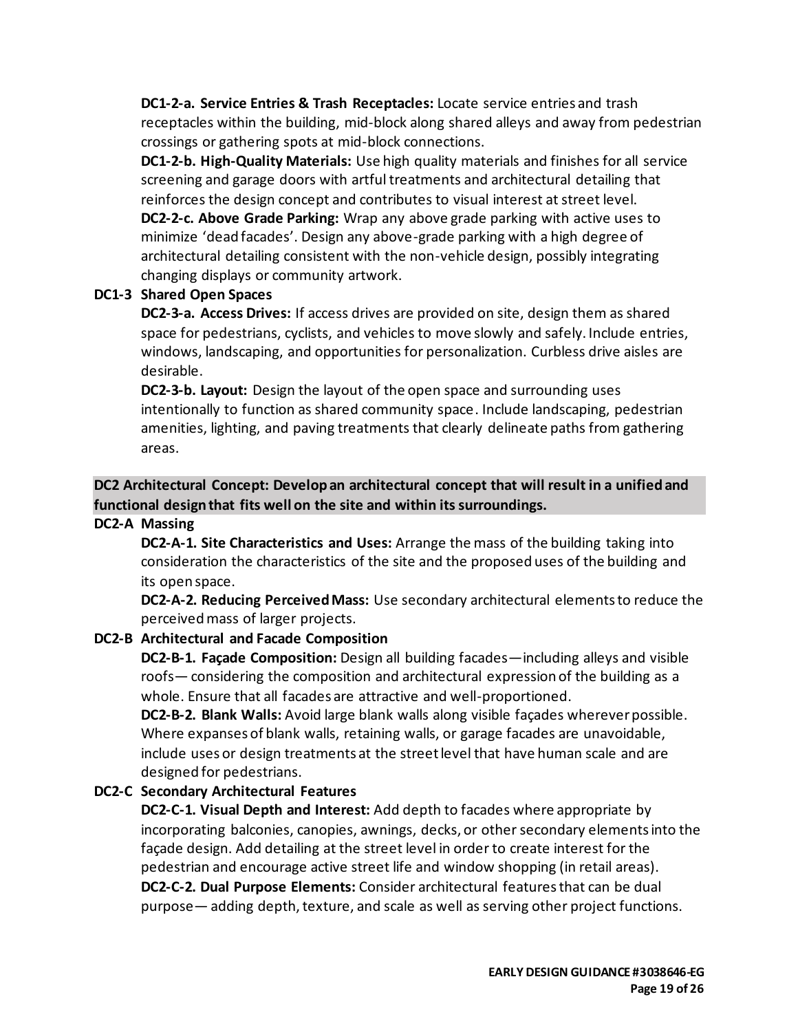**DC1-2-a. Service Entries & Trash Receptacles:** Locate service entries and trash receptacles within the building, mid-block along shared alleys and away from pedestrian crossings or gathering spots at mid-block connections.

**DC1-2-b. High-Quality Materials:** Use high quality materials and finishes for all service screening and garage doors with artful treatments and architectural detailing that reinforces the design concept and contributes to visual interest at street level.

**DC2-2-c. Above Grade Parking:** Wrap any above grade parking with active uses to minimize 'dead facades'. Design any above-grade parking with a high degree of architectural detailing consistent with the non-vehicle design, possibly integrating changing displays or community artwork.

**DC1-3 Shared Open Spaces**

**DC2-3-a. Access Drives:** If access drives are provided on site, design them as shared space for pedestrians, cyclists, and vehicles to move slowly and safely. Include entries, windows, landscaping, and opportunities for personalization. Curbless drive aisles are desirable.

**DC2-3-b. Layout:** Design the layout of the open space and surrounding uses intentionally to function as shared community space. Include landscaping, pedestrian amenities, lighting, and paving treatments that clearly delineate paths from gathering areas.

## DC2 Architectural Concept: Develop an architectural concept that will result in a unified and functional design that fits well on the site and within its surroundings.

**DC2-A Massing**

**DC2-A-1. Site Characteristics and Uses:** Arrange the mass of the building taking into consideration the characteristics of the site and the proposed uses of the building and its open space.

**DC2-A-2. Reducing Perceived Mass:** Use secondary architectural elements to reduce the perceived mass of larger projects.

**DC2-B Architectural and Facade Composition**

**DC2-B-1. Façade Composition:** Design all building facades—including alleys and visible roofs— considering the composition and architectural expression of the building as a whole. Ensure that all facades are attractive and well-proportioned.

**DC2-B-2. Blank Walls:** Avoid large blank walls along visible façades wherever possible. Where expanses of blank walls, retaining walls, or garage facades are unavoidable, include uses or design treatments at the street level that have human scale and are designed for pedestrians.

**DC2-C Secondary Architectural Features**

**DC2-C-1. Visual Depth and Interest:** Add depth to facades where appropriate by incorporating balconies, canopies, awnings, decks, or other secondary elements into the façade design. Add detailing at the street level in order to create interest for the pedestrian and encourage active street life and window shopping (in retail areas).

**DC2-C-2. Dual Purpose Elements:** Consider architectural features that can be dual purpose— adding depth, texture, and scale as well as serving other project functions.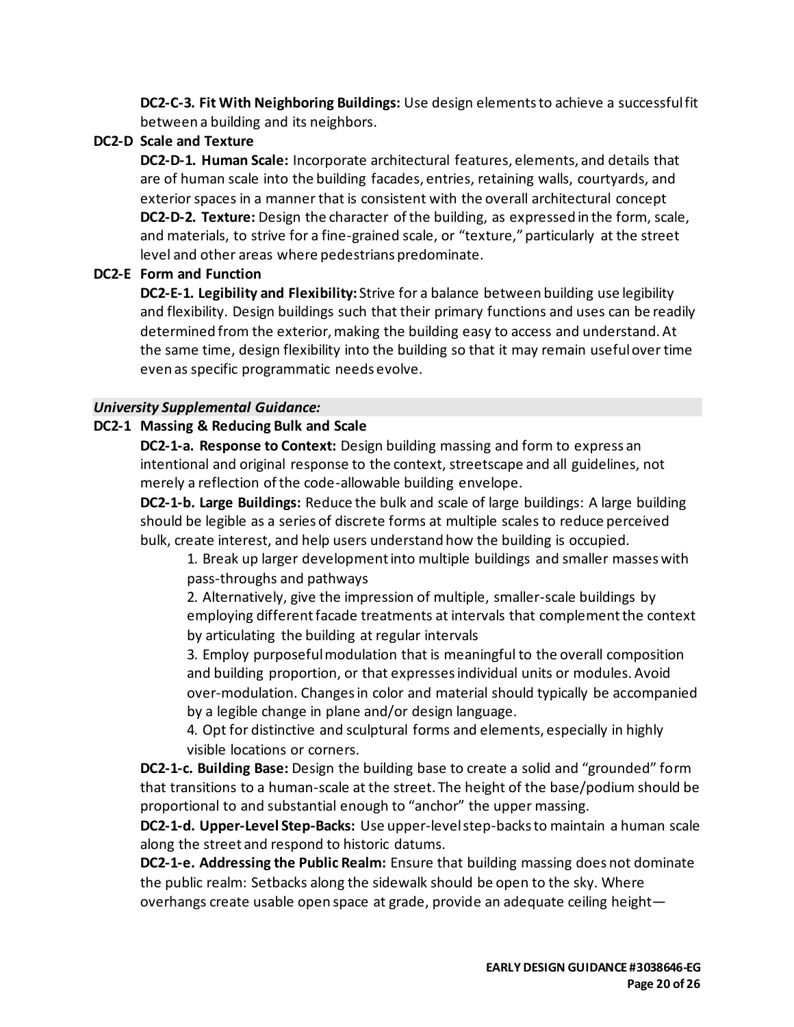**DC2-C-3. Fit With Neighboring Buildings:** Use design elements to achieve a successful fit between a building and its neighbors.

**DC2-D Scale and Texture**

**DC2-D-1. Human Scale:** Incorporate architectural features, elements, and details that are of human scale into the building facades, entries, retaining walls, courtyards, and exterior spaces in a manner that is consistent with the overall architectural concept

**DC2-D-2. Texture:** Design the character of the building, as expressed in the form, scale, and materials, to strive for a fine-grained scale, or "texture," particularly at the street level and other areas where pedestrians predominate.

**DC2-E Form and Function**

**DC2-E-1. Legibility and Flexibility:** Strive for a balance between building use legibility and flexibility. Design buildings such that their primary functions and uses can be readily determined from the exterior, making the building easy to access and understand. At the same time, design flexibility into the building so that it may remain useful over time even as specific programmatic needs evolve.

***University Supplemental Guidance:***

**DC2-1 Massing & Reducing Bulk and Scale**

**DC2-1-a. Response to Context:** Design building massing and form to express an intentional and original response to the context, streetscape and all guidelines, not merely a reflection of the code-allowable building envelope.

**DC2-1-b. Large Buildings:** Reduce the bulk and scale of large buildings: A large building should be legible as a series of discrete forms at multiple scales to reduce perceived bulk, create interest, and help users understand how the building is occupied.

1. Break up larger development into multiple buildings and smaller masses with pass-throughs and pathways
2. Alternatively, give the impression of multiple, smaller-scale buildings by employing different facade treatments at intervals that complement the context by articulating the building at regular intervals
3. Employ purposeful modulation that is meaningful to the overall composition and building proportion, or that expresses individual units or modules. Avoid over-modulation. Changes in color and material should typically be accompanied by a legible change in plane and/or design language.
4. Opt for distinctive and sculptural forms and elements, especially in highly visible locations or corners.

**DC2-1-c. Building Base:** Design the building base to create a solid and "grounded" form that transitions to a human-scale at the street. The height of the base/podium should be proportional to and substantial enough to "anchor" the upper massing.

**DC2-1-d. Upper-Level Step-Backs:** Use upper-level step-backs to maintain a human scale along the street and respond to historic datums.

**DC2-1-e. Addressing the Public Realm:** Ensure that building massing does not dominate the public realm: Setbacks along the sidewalk should be open to the sky. Where overhangs create usable open space at grade, provide an adequate ceiling height—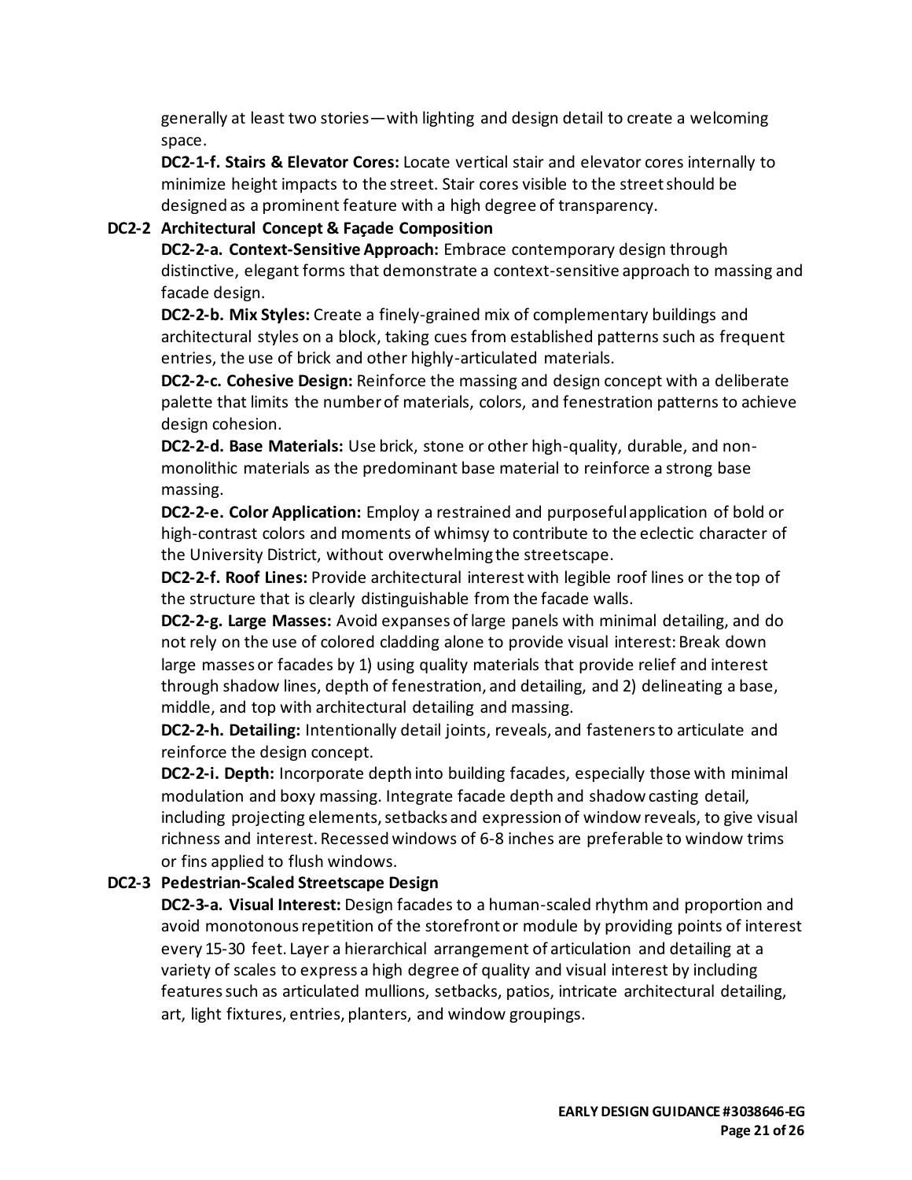generally at least two stories—with lighting and design detail to create a welcoming space.

**DC2-1-f. Stairs & Elevator Cores:** Locate vertical stair and elevator cores internally to minimize height impacts to the street. Stair cores visible to the street should be designed as a prominent feature with a high degree of transparency.

**DC2-2 Architectural Concept & Façade Composition**

**DC2-2-a. Context-Sensitive Approach:** Embrace contemporary design through distinctive, elegant forms that demonstrate a context-sensitive approach to massing and facade design.

**DC2-2-b. Mix Styles:** Create a finely-grained mix of complementary buildings and architectural styles on a block, taking cues from established patterns such as frequent entries, the use of brick and other highly-articulated materials.

**DC2-2-c. Cohesive Design:** Reinforce the massing and design concept with a deliberate palette that limits the number of materials, colors, and fenestration patterns to achieve design cohesion.

**DC2-2-d. Base Materials:** Use brick, stone or other high-quality, durable, and non-monolithic materials as the predominant base material to reinforce a strong base massing.

**DC2-2-e. Color Application:** Employ a restrained and purposeful application of bold or high-contrast colors and moments of whimsy to contribute to the eclectic character of the University District, without overwhelming the streetscape.

**DC2-2-f. Roof Lines:** Provide architectural interest with legible roof lines or the top of the structure that is clearly distinguishable from the facade walls.

**DC2-2-g. Large Masses:** Avoid expanses of large panels with minimal detailing, and do not rely on the use of colored cladding alone to provide visual interest: Break down large masses or facades by 1) using quality materials that provide relief and interest through shadow lines, depth of fenestration, and detailing, and 2) delineating a base, middle, and top with architectural detailing and massing.

**DC2-2-h. Detailing:** Intentionally detail joints, reveals, and fasteners to articulate and reinforce the design concept.

**DC2-2-i. Depth:** Incorporate depth into building facades, especially those with minimal modulation and boxy massing. Integrate facade depth and shadow casting detail, including projecting elements, setbacks and expression of window reveals, to give visual richness and interest. Recessed windows of 6-8 inches are preferable to window trims or fins applied to flush windows.

**DC2-3 Pedestrian-Scaled Streetscape Design**

**DC2-3-a. Visual Interest:** Design facades to a human-scaled rhythm and proportion and avoid monotonous repetition of the storefront or module by providing points of interest every 15-30 feet. Layer a hierarchical arrangement of articulation and detailing at a variety of scales to express a high degree of quality and visual interest by including features such as articulated mullions, setbacks, patios, intricate architectural detailing, art, light fixtures, entries, planters, and window groupings.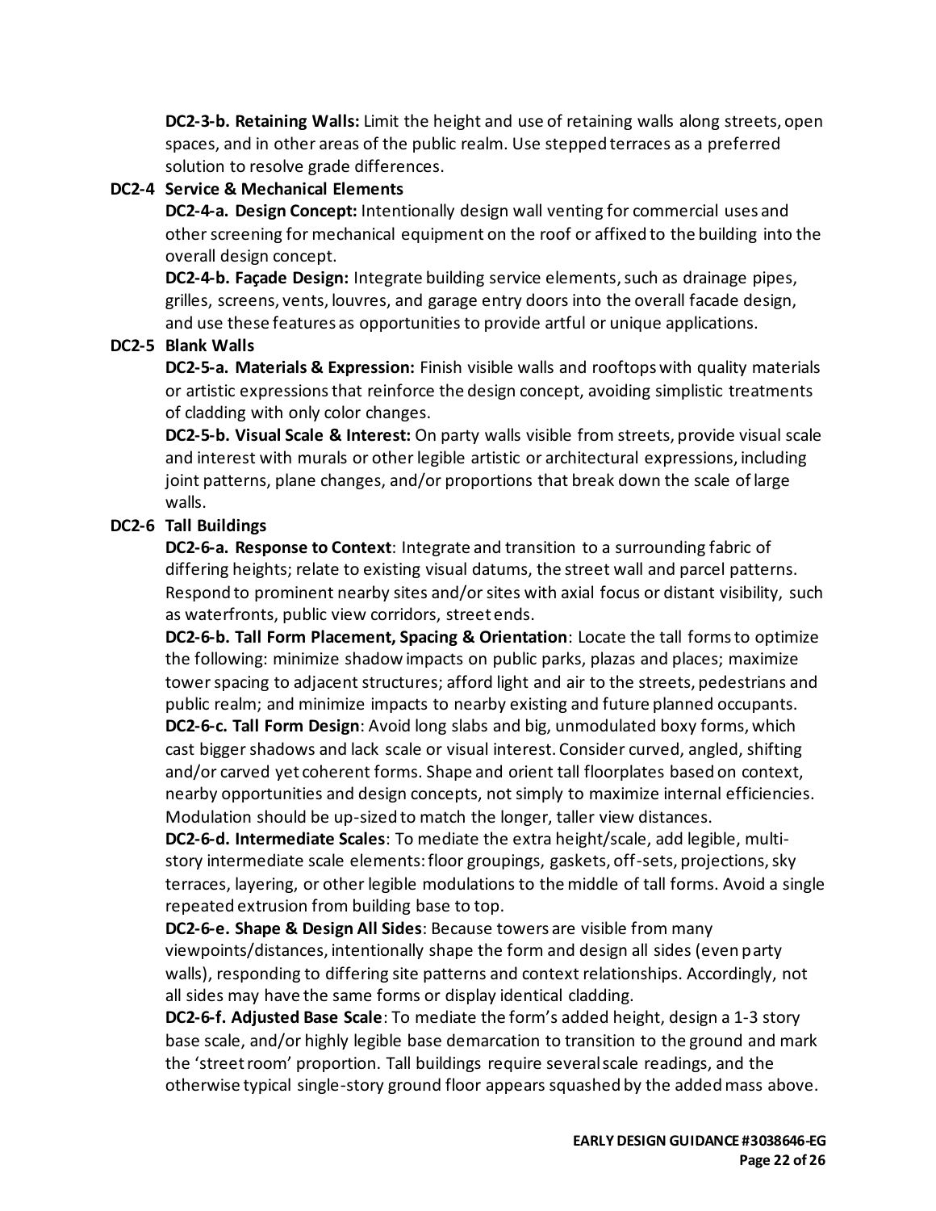**DC2-3-b. Retaining Walls:** Limit the height and use of retaining walls along streets, open spaces, and in other areas of the public realm. Use stepped terraces as a preferred solution to resolve grade differences.

**DC2-4 Service & Mechanical Elements**

**DC2-4-a. Design Concept:** Intentionally design wall venting for commercial uses and other screening for mechanical equipment on the roof or affixed to the building into the overall design concept.

**DC2-4-b. Façade Design:** Integrate building service elements, such as drainage pipes, grilles, screens, vents, louvres, and garage entry doors into the overall facade design, and use these features as opportunities to provide artful or unique applications.

**DC2-5 Blank Walls**

**DC2-5-a. Materials & Expression:** Finish visible walls and rooftops with quality materials or artistic expressions that reinforce the design concept, avoiding simplistic treatments of cladding with only color changes.

**DC2-5-b. Visual Scale & Interest:** On party walls visible from streets, provide visual scale and interest with murals or other legible artistic or architectural expressions, including joint patterns, plane changes, and/or proportions that break down the scale of large walls.

**DC2-6 Tall Buildings**

**DC2-6-a. Response to Context**: Integrate and transition to a surrounding fabric of differing heights; relate to existing visual datums, the street wall and parcel patterns. Respond to prominent nearby sites and/or sites with axial focus or distant visibility, such as waterfronts, public view corridors, street ends.

**DC2-6-b. Tall Form Placement, Spacing & Orientation**: Locate the tall forms to optimize the following: minimize shadow impacts on public parks, plazas and places; maximize tower spacing to adjacent structures; afford light and air to the streets, pedestrians and public realm; and minimize impacts to nearby existing and future planned occupants.

**DC2-6-c. Tall Form Design**: Avoid long slabs and big, unmodulated boxy forms, which cast bigger shadows and lack scale or visual interest. Consider curved, angled, shifting and/or carved yet coherent forms. Shape and orient tall floorplates based on context, nearby opportunities and design concepts, not simply to maximize internal efficiencies. Modulation should be up-sized to match the longer, taller view distances.

**DC2-6-d. Intermediate Scales**: To mediate the extra height/scale, add legible, multi-story intermediate scale elements: floor groupings, gaskets, off-sets, projections, sky terraces, layering, or other legible modulations to the middle of tall forms. Avoid a single repeated extrusion from building base to top.

**DC2-6-e. Shape & Design All Sides**: Because towers are visible from many viewpoints/distances, intentionally shape the form and design all sides (even party walls), responding to differing site patterns and context relationships. Accordingly, not all sides may have the same forms or display identical cladding.

**DC2-6-f. Adjusted Base Scale**: To mediate the form's added height, design a 1-3 story base scale, and/or highly legible base demarcation to transition to the ground and mark the 'street room' proportion. Tall buildings require several scale readings, and the otherwise typical single-story ground floor appears squashed by the added mass above.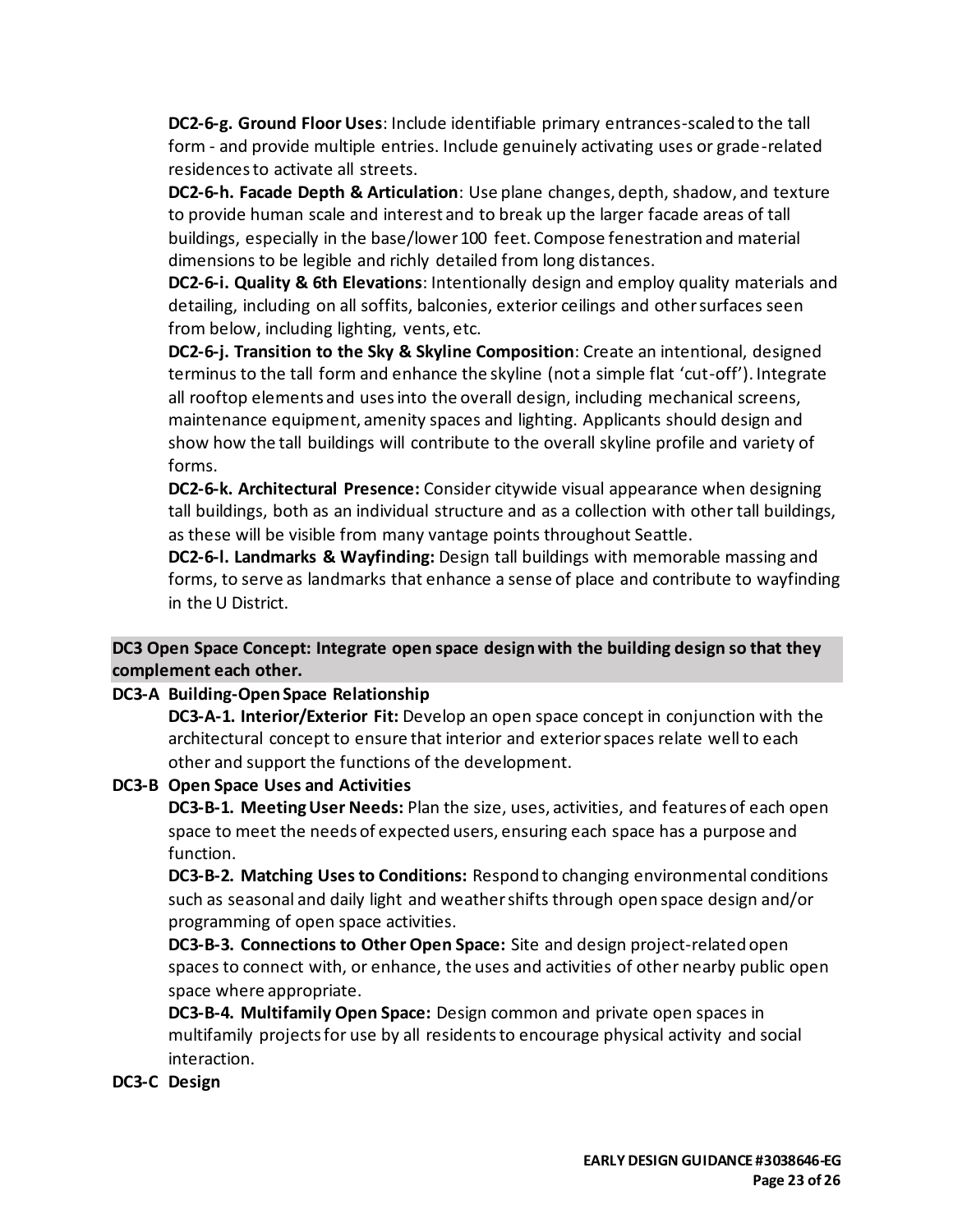**DC2-6-g. Ground Floor Uses**: Include identifiable primary entrances-scaled to the tall form - and provide multiple entries. Include genuinely activating uses or grade-related residences to activate all streets.

**DC2-6-h. Facade Depth & Articulation**: Use plane changes, depth, shadow, and texture to provide human scale and interest and to break up the larger facade areas of tall buildings, especially in the base/lower 100 feet. Compose fenestration and material dimensions to be legible and richly detailed from long distances.

**DC2-6-i. Quality & 6th Elevations**: Intentionally design and employ quality materials and detailing, including on all soffits, balconies, exterior ceilings and other surfaces seen from below, including lighting, vents, etc.

**DC2-6-j. Transition to the Sky & Skyline Composition**: Create an intentional, designed terminus to the tall form and enhance the skyline (not a simple flat 'cut-off'). Integrate all rooftop elements and uses into the overall design, including mechanical screens, maintenance equipment, amenity spaces and lighting. Applicants should design and show how the tall buildings will contribute to the overall skyline profile and variety of forms.

**DC2-6-k. Architectural Presence:** Consider citywide visual appearance when designing tall buildings, both as an individual structure and as a collection with other tall buildings, as these will be visible from many vantage points throughout Seattle.

**DC2-6-l. Landmarks & Wayfinding:** Design tall buildings with memorable massing and forms, to serve as landmarks that enhance a sense of place and contribute to wayfinding in the U District.

**DC3 Open Space Concept: Integrate open space design with the building design so that they complement each other.**

**DC3-A Building-Open Space Relationship**

**DC3-A-1. Interior/Exterior Fit:** Develop an open space concept in conjunction with the architectural concept to ensure that interior and exterior spaces relate well to each other and support the functions of the development.

**DC3-B Open Space Uses and Activities**

**DC3-B-1. Meeting User Needs:** Plan the size, uses, activities, and features of each open space to meet the needs of expected users, ensuring each space has a purpose and function.

**DC3-B-2. Matching Uses to Conditions:** Respond to changing environmental conditions such as seasonal and daily light and weather shifts through open space design and/or programming of open space activities.

**DC3-B-3. Connections to Other Open Space:** Site and design project-related open spaces to connect with, or enhance, the uses and activities of other nearby public open space where appropriate.

**DC3-B-4. Multifamily Open Space:** Design common and private open spaces in multifamily projects for use by all residents to encourage physical activity and social interaction.

**DC3-C Design**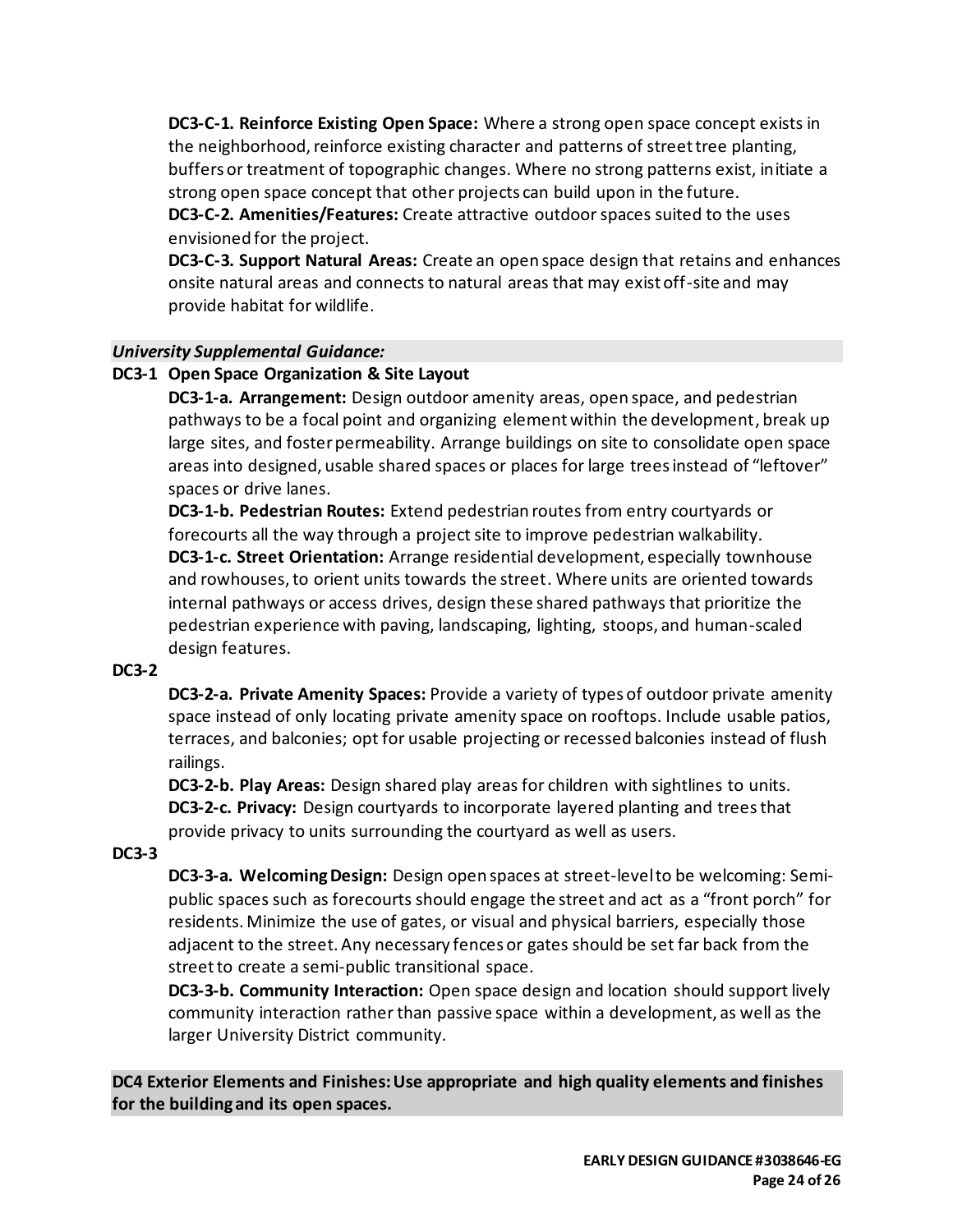**DC3-C-1. Reinforce Existing Open Space:** Where a strong open space concept exists in the neighborhood, reinforce existing character and patterns of street tree planting, buffers or treatment of topographic changes. Where no strong patterns exist, initiate a strong open space concept that other projects can build upon in the future.
**DC3-C-2. Amenities/Features:** Create attractive outdoor spaces suited to the uses envisioned for the project.
**DC3-C-3. Support Natural Areas:** Create an open space design that retains and enhances onsite natural areas and connects to natural areas that may exist off-site and may provide habitat for wildlife.

***University Supplemental Guidance:***

**DC3-1 Open Space Organization & Site Layout**

**DC3-1-a. Arrangement:** Design outdoor amenity areas, open space, and pedestrian pathways to be a focal point and organizing element within the development, break up large sites, and foster permeability. Arrange buildings on site to consolidate open space areas into designed, usable shared spaces or places for large trees instead of "leftover" spaces or drive lanes.
**DC3-1-b. Pedestrian Routes:** Extend pedestrian routes from entry courtyards or forecourts all the way through a project site to improve pedestrian walkability.
**DC3-1-c. Street Orientation:** Arrange residential development, especially townhouse and rowhouses, to orient units towards the street. Where units are oriented towards internal pathways or access drives, design these shared pathways that prioritize the pedestrian experience with paving, landscaping, lighting, stoops, and human-scaled design features.

**DC3-2**

**DC3-2-a. Private Amenity Spaces:** Provide a variety of types of outdoor private amenity space instead of only locating private amenity space on rooftops. Include usable patios, terraces, and balconies; opt for usable projecting or recessed balconies instead of flush railings.
**DC3-2-b. Play Areas:** Design shared play areas for children with sightlines to units.
**DC3-2-c. Privacy:** Design courtyards to incorporate layered planting and trees that provide privacy to units surrounding the courtyard as well as users.

**DC3-3**

**DC3-3-a. Welcoming Design:** Design open spaces at street-level to be welcoming: Semi-public spaces such as forecourts should engage the street and act as a "front porch" for residents. Minimize the use of gates, or visual and physical barriers, especially those adjacent to the street. Any necessary fences or gates should be set far back from the street to create a semi-public transitional space.
**DC3-3-b. Community Interaction:** Open space design and location should support lively community interaction rather than passive space within a development, as well as the larger University District community.

**DC4 Exterior Elements and Finishes: Use appropriate and high quality elements and finishes for the building and its open spaces.**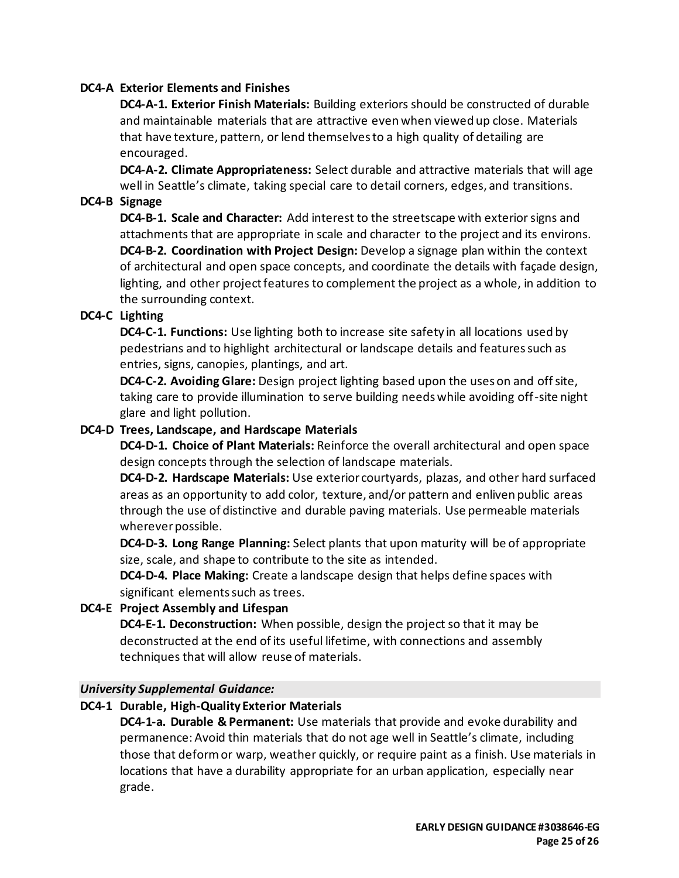**DC4-A Exterior Elements and Finishes**

**DC4-A-1. Exterior Finish Materials:** Building exteriors should be constructed of durable and maintainable materials that are attractive even when viewed up close. Materials that have texture, pattern, or lend themselves to a high quality of detailing are encouraged.

**DC4-A-2. Climate Appropriateness:** Select durable and attractive materials that will age well in Seattle's climate, taking special care to detail corners, edges, and transitions.

**DC4-B Signage**

**DC4-B-1. Scale and Character:** Add interest to the streetscape with exterior signs and attachments that are appropriate in scale and character to the project and its environs.

**DC4-B-2. Coordination with Project Design:** Develop a signage plan within the context of architectural and open space concepts, and coordinate the details with façade design, lighting, and other project features to complement the project as a whole, in addition to the surrounding context.

**DC4-C Lighting**

**DC4-C-1. Functions:** Use lighting both to increase site safety in all locations used by pedestrians and to highlight architectural or landscape details and features such as entries, signs, canopies, plantings, and art.

**DC4-C-2. Avoiding Glare:** Design project lighting based upon the uses on and off site, taking care to provide illumination to serve building needs while avoiding off-site night glare and light pollution.

**DC4-D Trees, Landscape, and Hardscape Materials**

**DC4-D-1. Choice of Plant Materials:** Reinforce the overall architectural and open space design concepts through the selection of landscape materials.

**DC4-D-2. Hardscape Materials:** Use exterior courtyards, plazas, and other hard surfaced areas as an opportunity to add color, texture, and/or pattern and enliven public areas through the use of distinctive and durable paving materials. Use permeable materials wherever possible.

**DC4-D-3. Long Range Planning:** Select plants that upon maturity will be of appropriate size, scale, and shape to contribute to the site as intended.

**DC4-D-4. Place Making:** Create a landscape design that helps define spaces with significant elements such as trees.

**DC4-E Project Assembly and Lifespan**

**DC4-E-1. Deconstruction:** When possible, design the project so that it may be deconstructed at the end of its useful lifetime, with connections and assembly techniques that will allow reuse of materials.

***University Supplemental Guidance:***

**DC4-1 Durable, High-Quality Exterior Materials**

**DC4-1-a. Durable & Permanent:** Use materials that provide and evoke durability and permanence: Avoid thin materials that do not age well in Seattle's climate, including those that deform or warp, weather quickly, or require paint as a finish. Use materials in locations that have a durability appropriate for an urban application, especially near grade.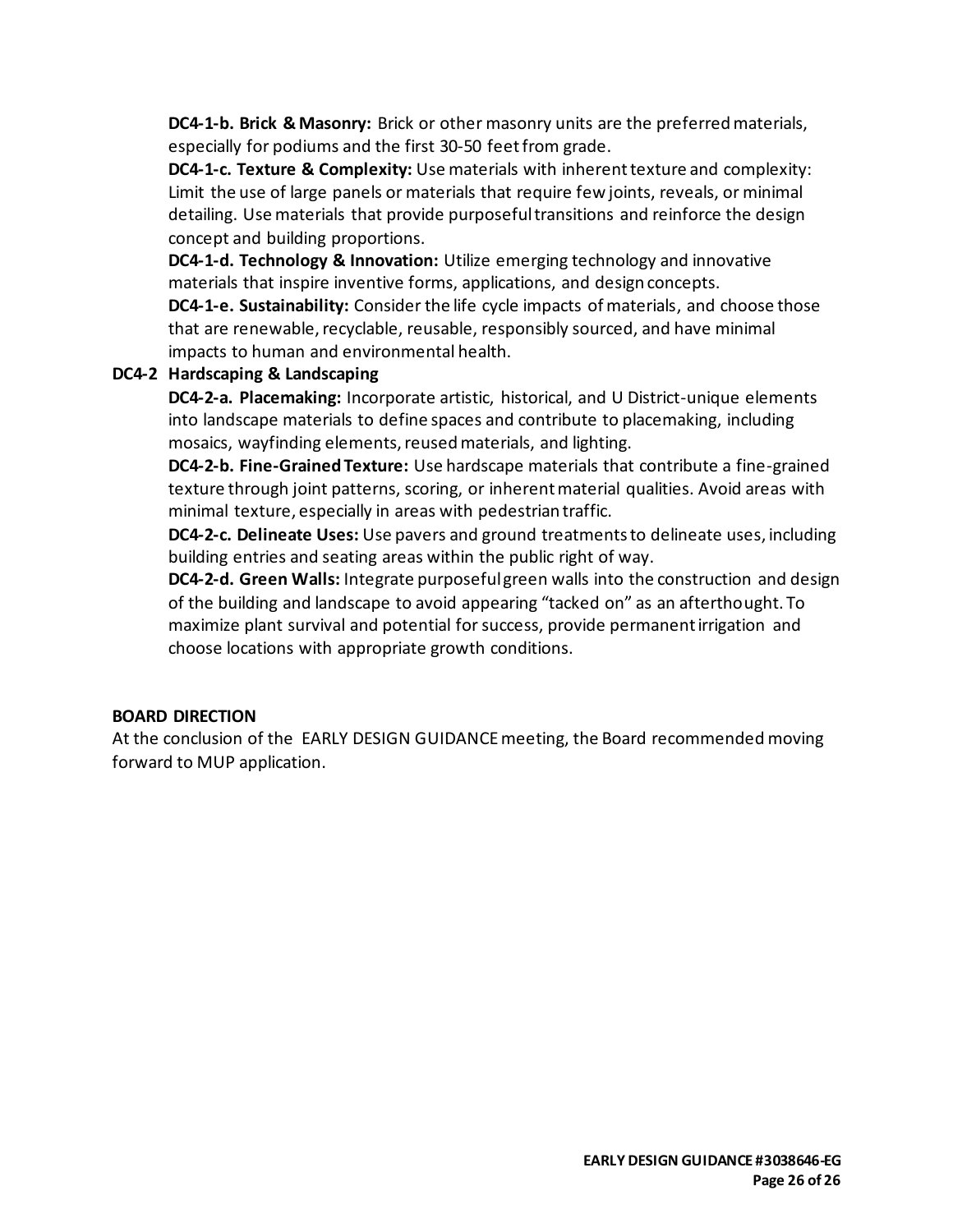**DC4-1-b. Brick & Masonry:** Brick or other masonry units are the preferred materials, especially for podiums and the first 30-50 feet from grade.

**DC4-1-c. Texture & Complexity:** Use materials with inherent texture and complexity: Limit the use of large panels or materials that require few joints, reveals, or minimal detailing. Use materials that provide purposeful transitions and reinforce the design concept and building proportions.

**DC4-1-d. Technology & Innovation:** Utilize emerging technology and innovative materials that inspire inventive forms, applications, and design concepts.

**DC4-1-e. Sustainability:** Consider the life cycle impacts of materials, and choose those that are renewable, recyclable, reusable, responsibly sourced, and have minimal impacts to human and environmental health.

**DC4-2 Hardscaping & Landscaping**

**DC4-2-a. Placemaking:** Incorporate artistic, historical, and U District-unique elements into landscape materials to define spaces and contribute to placemaking, including mosaics, wayfinding elements, reused materials, and lighting.

**DC4-2-b. Fine-Grained Texture:** Use hardscape materials that contribute a fine-grained texture through joint patterns, scoring, or inherent material qualities. Avoid areas with minimal texture, especially in areas with pedestrian traffic.

**DC4-2-c. Delineate Uses:** Use pavers and ground treatments to delineate uses, including building entries and seating areas within the public right of way.

**DC4-2-d. Green Walls:** Integrate purposeful green walls into the construction and design of the building and landscape to avoid appearing "tacked on" as an afterthought. To maximize plant survival and potential for success, provide permanent irrigation and choose locations with appropriate growth conditions.

**BOARD DIRECTION**

At the conclusion of the EARLY DESIGN GUIDANCE meeting, the Board recommended moving forward to MUP application.